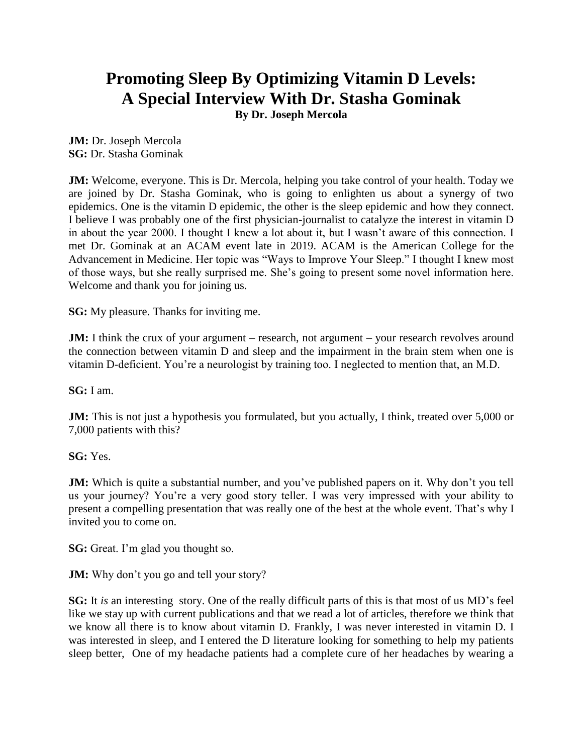# Promoting Sleep By Optimizing Vitamin D Levels: A Special Interview With Dr. Stasha Gominak

**By Dr. Joseph Mercola**

**JM:** Dr. Joseph Mercola
**SG:** Dr. Stasha Gominak

**JM:** Welcome, everyone. This is Dr. Mercola, helping you take control of your health. Today we are joined by Dr. Stasha Gominak, who is going to enlighten us about a synergy of two epidemics. One is the vitamin D epidemic, the other is the sleep epidemic and how they connect. I believe I was probably one of the first physician-journalist to catalyze the interest in vitamin D in about the year 2000. I thought I knew a lot about it, but I wasn't aware of this connection. I met Dr. Gominak at an ACAM event late in 2019. ACAM is the American College for the Advancement in Medicine. Her topic was "Ways to Improve Your Sleep." I thought I knew most of those ways, but she really surprised me. She's going to present some novel information here. Welcome and thank you for joining us.

**SG:** My pleasure. Thanks for inviting me.

**JM:** I think the crux of your argument – research, not argument – your research revolves around the connection between vitamin D and sleep and the impairment in the brain stem when one is vitamin D-deficient. You're a neurologist by training too. I neglected to mention that, an M.D.

**SG:** I am.

**JM:** This is not just a hypothesis you formulated, but you actually, I think, treated over 5,000 or 7,000 patients with this?

**SG:** Yes.

**JM:** Which is quite a substantial number, and you've published papers on it. Why don't you tell us your journey? You're a very good story teller. I was very impressed with your ability to present a compelling presentation that was really one of the best at the whole event. That's why I invited you to come on.

**SG:** Great. I'm glad you thought so.

**JM:** Why don't you go and tell your story?

**SG:** It *is* an interesting story. One of the really difficult parts of this is that most of us MD's feel like we stay up with current publications and that we read a lot of articles, therefore we think that we know all there is to know about vitamin D. Frankly, I was never interested in vitamin D. I was interested in sleep, and I entered the D literature looking for something to help my patients sleep better, One of my headache patients had a complete cure of her headaches by wearing a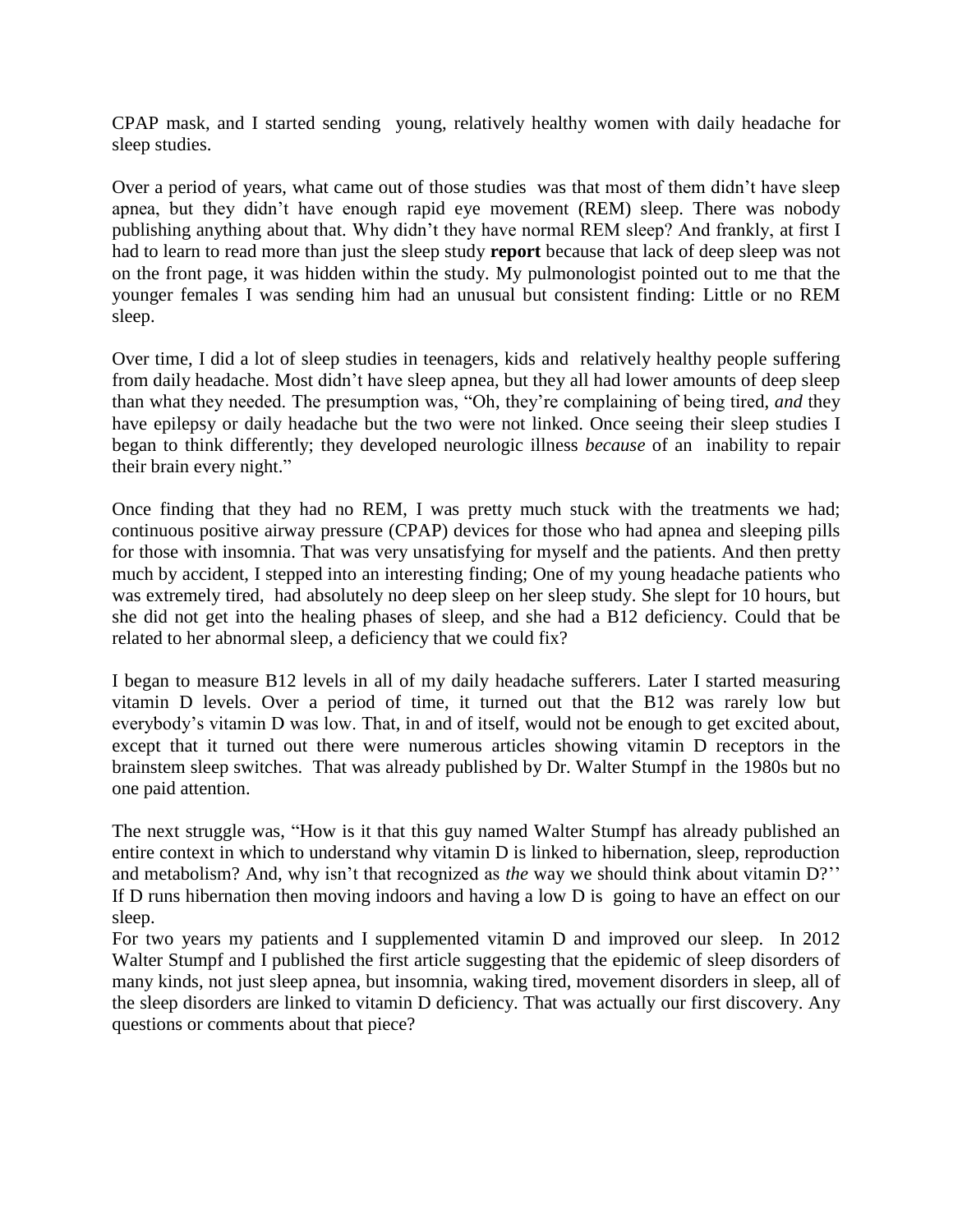CPAP mask, and I started sending young, relatively healthy women with daily headache for sleep studies.

Over a period of years, what came out of those studies was that most of them didn't have sleep apnea, but they didn't have enough rapid eye movement (REM) sleep. There was nobody publishing anything about that. Why didn't they have normal REM sleep? And frankly, at first I had to learn to read more than just the sleep study **report** because that lack of deep sleep was not on the front page, it was hidden within the study. My pulmonologist pointed out to me that the younger females I was sending him had an unusual but consistent finding: Little or no REM sleep.

Over time, I did a lot of sleep studies in teenagers, kids and relatively healthy people suffering from daily headache. Most didn't have sleep apnea, but they all had lower amounts of deep sleep than what they needed. The presumption was, "Oh, they're complaining of being tired, *and* they have epilepsy or daily headache but the two were not linked. Once seeing their sleep studies I began to think differently; they developed neurologic illness *because* of an inability to repair their brain every night."

Once finding that they had no REM, I was pretty much stuck with the treatments we had; continuous positive airway pressure (CPAP) devices for those who had apnea and sleeping pills for those with insomnia. That was very unsatisfying for myself and the patients. And then pretty much by accident, I stepped into an interesting finding; One of my young headache patients who was extremely tired, had absolutely no deep sleep on her sleep study. She slept for 10 hours, but she did not get into the healing phases of sleep, and she had a B12 deficiency. Could that be related to her abnormal sleep, a deficiency that we could fix?

I began to measure B12 levels in all of my daily headache sufferers. Later I started measuring vitamin D levels. Over a period of time, it turned out that the B12 was rarely low but everybody's vitamin D was low. That, in and of itself, would not be enough to get excited about, except that it turned out there were numerous articles showing vitamin D receptors in the brainstem sleep switches. That was already published by Dr. Walter Stumpf in the 1980s but no one paid attention.

The next struggle was, "How is it that this guy named Walter Stumpf has already published an entire context in which to understand why vitamin D is linked to hibernation, sleep, reproduction and metabolism? And, why isn't that recognized as *the* way we should think about vitamin D?'' If D runs hibernation then moving indoors and having a low D is going to have an effect on our sleep.

For two years my patients and I supplemented vitamin D and improved our sleep. In 2012 Walter Stumpf and I published the first article suggesting that the epidemic of sleep disorders of many kinds, not just sleep apnea, but insomnia, waking tired, movement disorders in sleep, all of the sleep disorders are linked to vitamin D deficiency. That was actually our first discovery. Any questions or comments about that piece?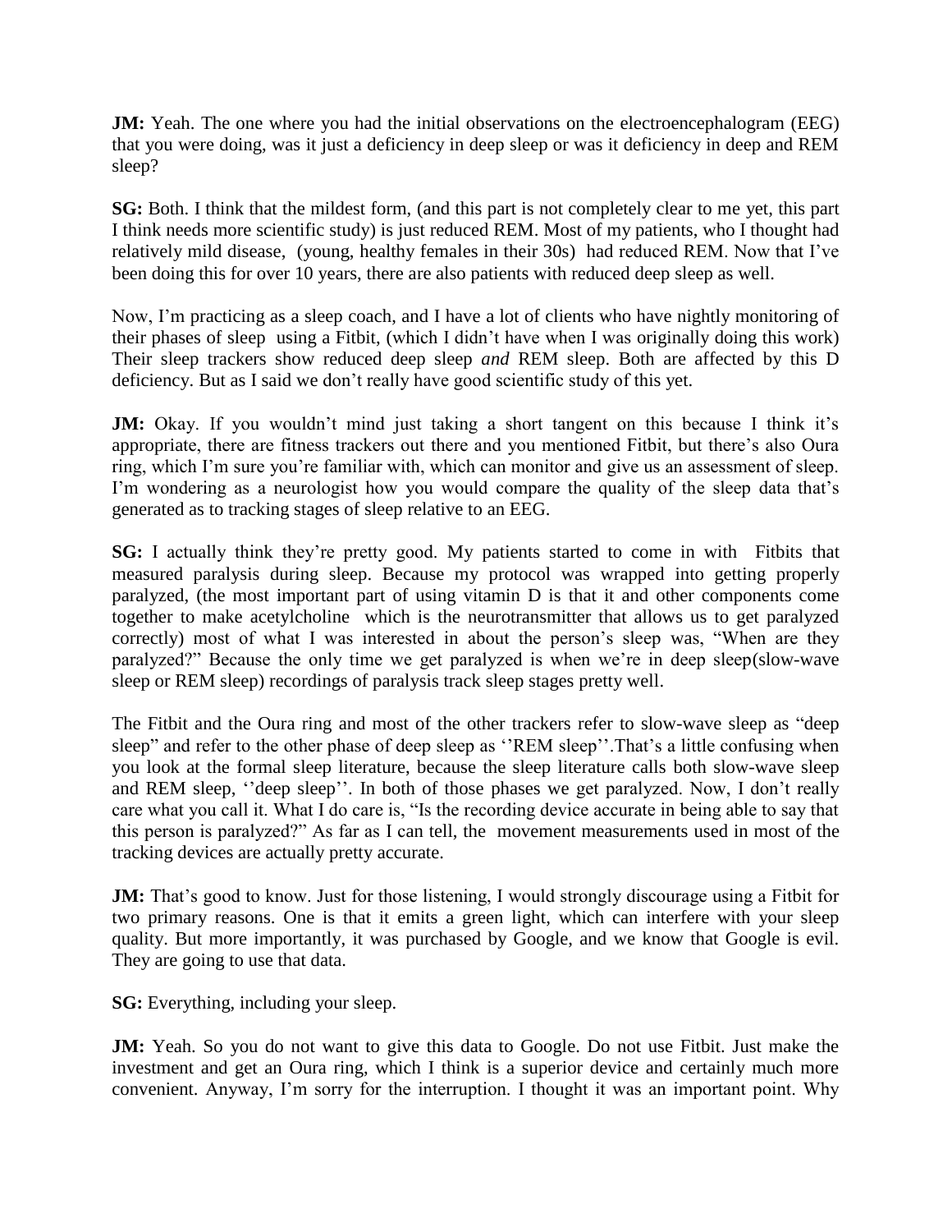**JM:** Yeah. The one where you had the initial observations on the electroencephalogram (EEG) that you were doing, was it just a deficiency in deep sleep or was it deficiency in deep and REM sleep?

**SG:** Both. I think that the mildest form, (and this part is not completely clear to me yet, this part I think needs more scientific study) is just reduced REM. Most of my patients, who I thought had relatively mild disease, (young, healthy females in their 30s) had reduced REM. Now that I've been doing this for over 10 years, there are also patients with reduced deep sleep as well.

Now, I'm practicing as a sleep coach, and I have a lot of clients who have nightly monitoring of their phases of sleep using a Fitbit, (which I didn't have when I was originally doing this work) Their sleep trackers show reduced deep sleep *and* REM sleep. Both are affected by this D deficiency. But as I said we don't really have good scientific study of this yet.

**JM:** Okay. If you wouldn't mind just taking a short tangent on this because I think it's appropriate, there are fitness trackers out there and you mentioned Fitbit, but there's also Oura ring, which I'm sure you're familiar with, which can monitor and give us an assessment of sleep. I'm wondering as a neurologist how you would compare the quality of the sleep data that's generated as to tracking stages of sleep relative to an EEG.

**SG:** I actually think they're pretty good. My patients started to come in with Fitbits that measured paralysis during sleep. Because my protocol was wrapped into getting properly paralyzed, (the most important part of using vitamin D is that it and other components come together to make acetylcholine which is the neurotransmitter that allows us to get paralyzed correctly) most of what I was interested in about the person's sleep was, "When are they paralyzed?" Because the only time we get paralyzed is when we're in deep sleep(slow-wave sleep or REM sleep) recordings of paralysis track sleep stages pretty well.

The Fitbit and the Oura ring and most of the other trackers refer to slow-wave sleep as "deep sleep" and refer to the other phase of deep sleep as ''REM sleep''.That's a little confusing when you look at the formal sleep literature, because the sleep literature calls both slow-wave sleep and REM sleep, ''deep sleep''. In both of those phases we get paralyzed. Now, I don't really care what you call it. What I do care is, "Is the recording device accurate in being able to say that this person is paralyzed?" As far as I can tell, the movement measurements used in most of the tracking devices are actually pretty accurate.

**JM:** That's good to know. Just for those listening, I would strongly discourage using a Fitbit for two primary reasons. One is that it emits a green light, which can interfere with your sleep quality. But more importantly, it was purchased by Google, and we know that Google is evil. They are going to use that data.

**SG:** Everything, including your sleep.

**JM:** Yeah. So you do not want to give this data to Google. Do not use Fitbit. Just make the investment and get an Oura ring, which I think is a superior device and certainly much more convenient. Anyway, I'm sorry for the interruption. I thought it was an important point. Why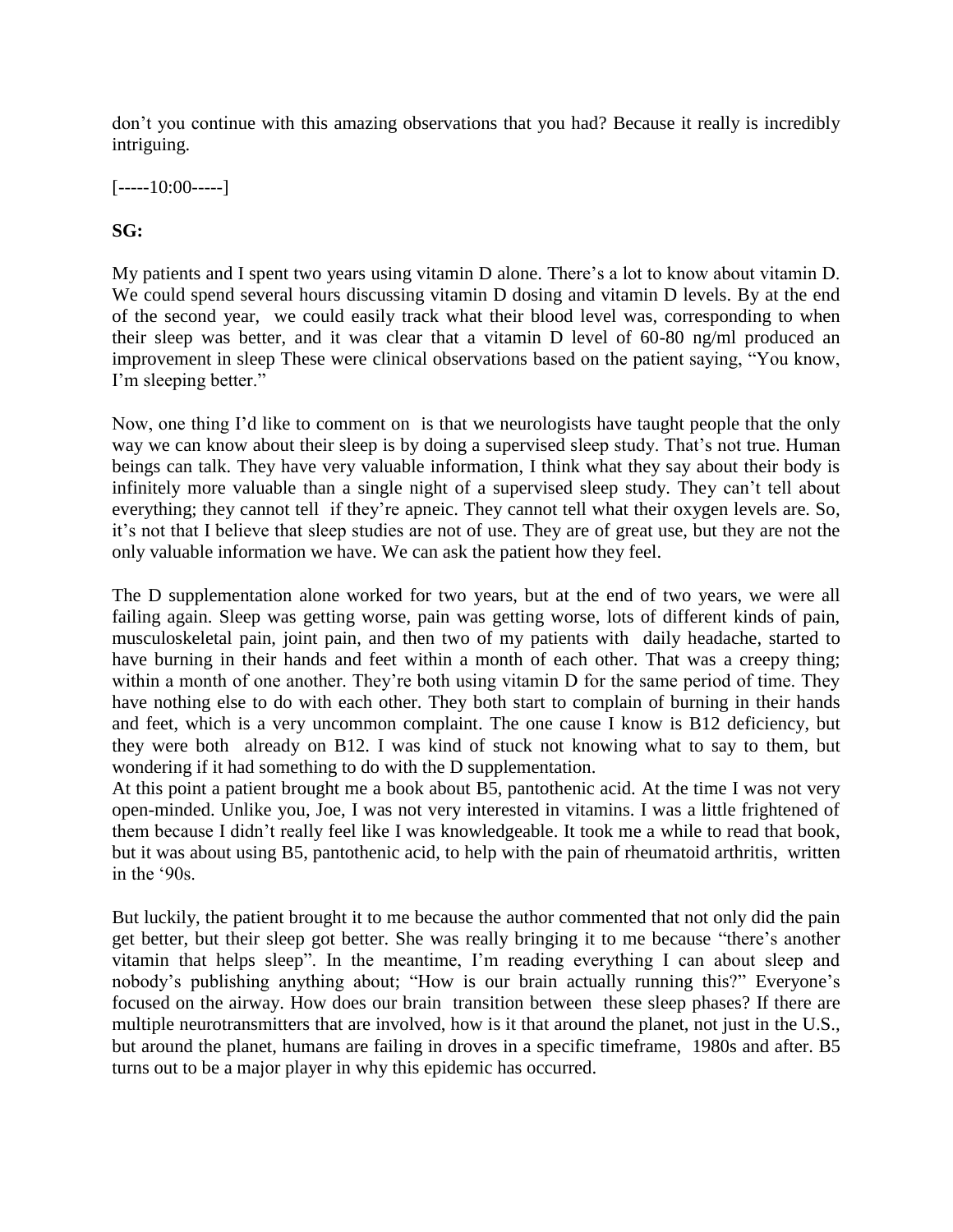don't you continue with this amazing observations that you had? Because it really is incredibly intriguing.

[-----10:00-----]

**SG:**

My patients and I spent two years using vitamin D alone. There's a lot to know about vitamin D. We could spend several hours discussing vitamin D dosing and vitamin D levels. By at the end of the second year, we could easily track what their blood level was, corresponding to when their sleep was better, and it was clear that a vitamin D level of 60-80 ng/ml produced an improvement in sleep These were clinical observations based on the patient saying, "You know, I'm sleeping better."

Now, one thing I'd like to comment on is that we neurologists have taught people that the only way we can know about their sleep is by doing a supervised sleep study. That's not true. Human beings can talk. They have very valuable information, I think what they say about their body is infinitely more valuable than a single night of a supervised sleep study. They can't tell about everything; they cannot tell if they're apneic. They cannot tell what their oxygen levels are. So, it's not that I believe that sleep studies are not of use. They are of great use, but they are not the only valuable information we have. We can ask the patient how they feel.

The D supplementation alone worked for two years, but at the end of two years, we were all failing again. Sleep was getting worse, pain was getting worse, lots of different kinds of pain, musculoskeletal pain, joint pain, and then two of my patients with daily headache, started to have burning in their hands and feet within a month of each other. That was a creepy thing; within a month of one another. They're both using vitamin D for the same period of time. They have nothing else to do with each other. They both start to complain of burning in their hands and feet, which is a very uncommon complaint. The one cause I know is B12 deficiency, but they were both already on B12. I was kind of stuck not knowing what to say to them, but wondering if it had something to do with the D supplementation.

At this point a patient brought me a book about B5, pantothenic acid. At the time I was not very open-minded. Unlike you, Joe, I was not very interested in vitamins. I was a little frightened of them because I didn't really feel like I was knowledgeable. It took me a while to read that book, but it was about using B5, pantothenic acid, to help with the pain of rheumatoid arthritis, written in the '90s.

But luckily, the patient brought it to me because the author commented that not only did the pain get better, but their sleep got better. She was really bringing it to me because "there's another vitamin that helps sleep". In the meantime, I'm reading everything I can about sleep and nobody's publishing anything about; "How is our brain actually running this?" Everyone's focused on the airway. How does our brain transition between these sleep phases? If there are multiple neurotransmitters that are involved, how is it that around the planet, not just in the U.S., but around the planet, humans are failing in droves in a specific timeframe, 1980s and after. B5 turns out to be a major player in why this epidemic has occurred.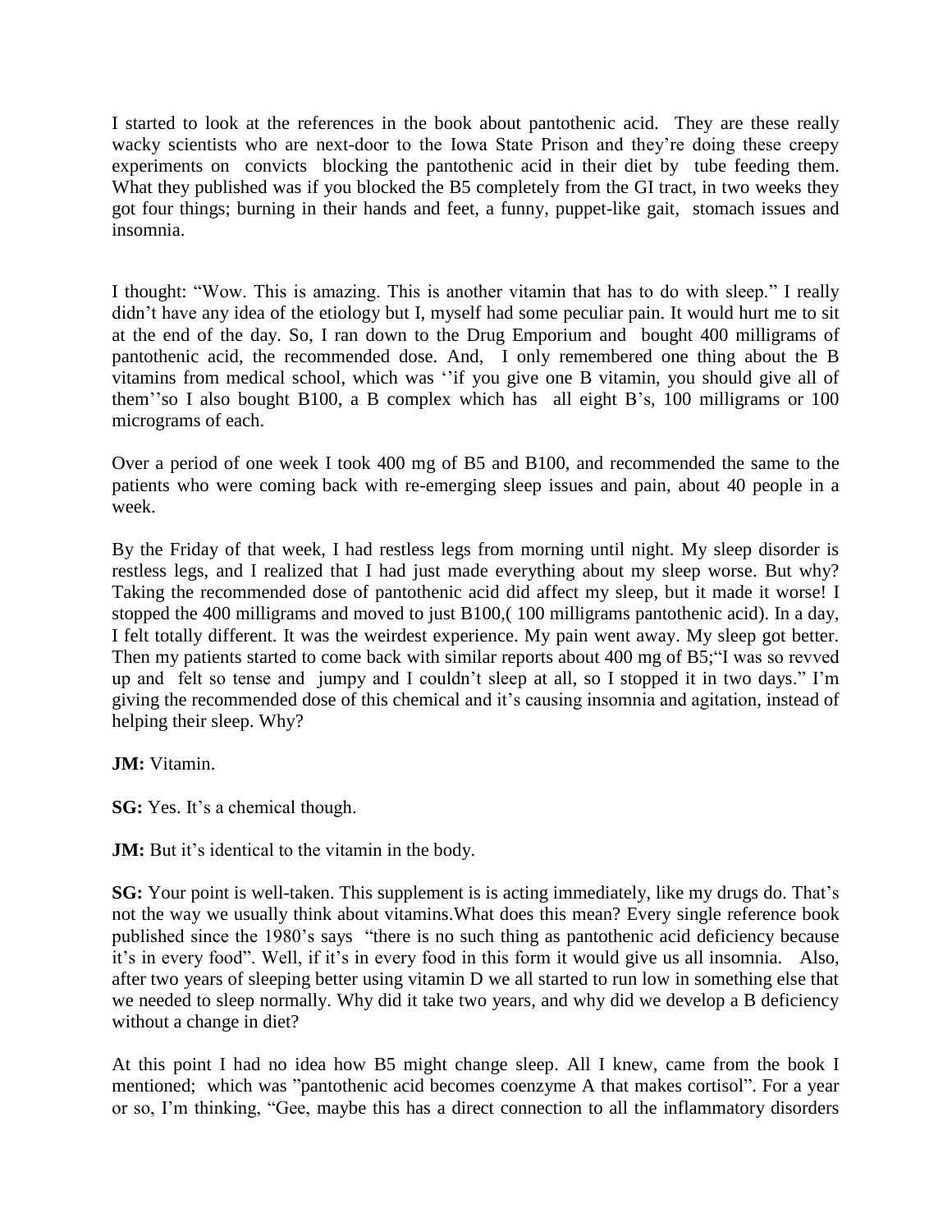I started to look at the references in the book about pantothenic acid. They are these really wacky scientists who are next-door to the Iowa State Prison and they're doing these creepy experiments on convicts blocking the pantothenic acid in their diet by tube feeding them. What they published was if you blocked the B5 completely from the GI tract, in two weeks they got four things; burning in their hands and feet, a funny, puppet-like gait, stomach issues and insomnia.

I thought: "Wow. This is amazing. This is another vitamin that has to do with sleep." I really didn't have any idea of the etiology but I, myself had some peculiar pain. It would hurt me to sit at the end of the day. So, I ran down to the Drug Emporium and bought 400 milligrams of pantothenic acid, the recommended dose. And, I only remembered one thing about the B vitamins from medical school, which was ''if you give one B vitamin, you should give all of them''so I also bought B100, a B complex which has all eight B's, 100 milligrams or 100 micrograms of each.

Over a period of one week I took 400 mg of B5 and B100, and recommended the same to the patients who were coming back with re-emerging sleep issues and pain, about 40 people in a week.

By the Friday of that week, I had restless legs from morning until night. My sleep disorder is restless legs, and I realized that I had just made everything about my sleep worse. But why? Taking the recommended dose of pantothenic acid did affect my sleep, but it made it worse! I stopped the 400 milligrams and moved to just B100,( 100 milligrams pantothenic acid). In a day, I felt totally different. It was the weirdest experience. My pain went away. My sleep got better. Then my patients started to come back with similar reports about 400 mg of B5;"I was so revved up and felt so tense and jumpy and I couldn't sleep at all, so I stopped it in two days." I'm giving the recommended dose of this chemical and it's causing insomnia and agitation, instead of helping their sleep. Why?

**JM:** Vitamin.

**SG:** Yes. It's a chemical though.

**JM:** But it's identical to the vitamin in the body.

**SG:** Your point is well-taken. This supplement is is acting immediately, like my drugs do. That's not the way we usually think about vitamins.What does this mean? Every single reference book published since the 1980's says "there is no such thing as pantothenic acid deficiency because it's in every food". Well, if it's in every food in this form it would give us all insomnia. Also, after two years of sleeping better using vitamin D we all started to run low in something else that we needed to sleep normally. Why did it take two years, and why did we develop a B deficiency without a change in diet?

At this point I had no idea how B5 might change sleep. All I knew, came from the book I mentioned; which was "pantothenic acid becomes coenzyme A that makes cortisol". For a year or so, I'm thinking, "Gee, maybe this has a direct connection to all the inflammatory disorders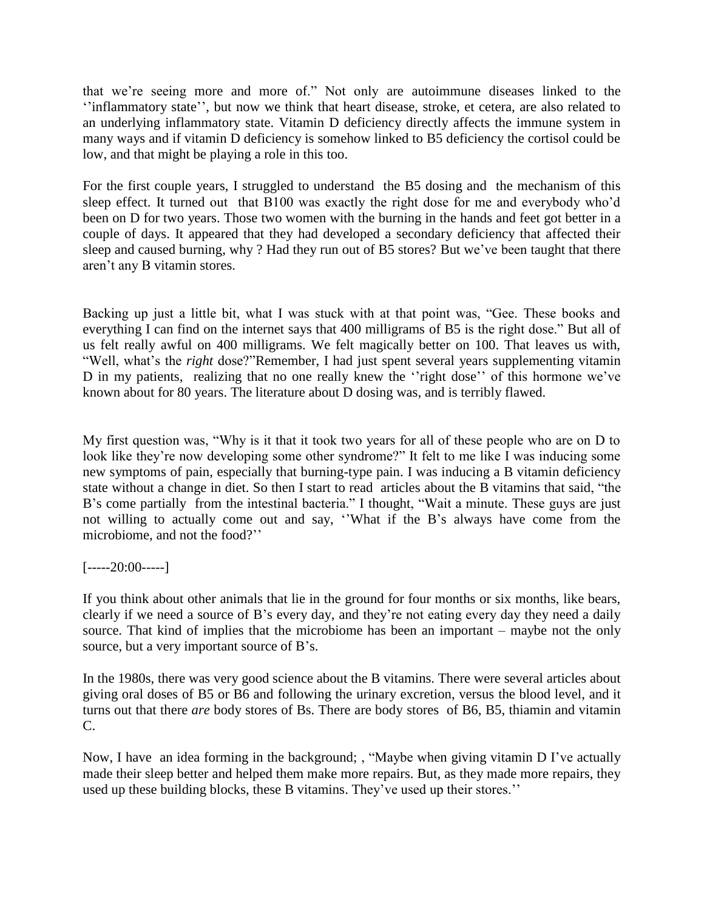that we're seeing more and more of." Not only are autoimmune diseases linked to the ''inflammatory state'', but now we think that heart disease, stroke, et cetera, are also related to an underlying inflammatory state. Vitamin D deficiency directly affects the immune system in many ways and if vitamin D deficiency is somehow linked to B5 deficiency the cortisol could be low, and that might be playing a role in this too.

For the first couple years, I struggled to understand the B5 dosing and the mechanism of this sleep effect. It turned out that B100 was exactly the right dose for me and everybody who'd been on D for two years. Those two women with the burning in the hands and feet got better in a couple of days. It appeared that they had developed a secondary deficiency that affected their sleep and caused burning, why ? Had they run out of B5 stores? But we've been taught that there aren't any B vitamin stores.

Backing up just a little bit, what I was stuck with at that point was, "Gee. These books and everything I can find on the internet says that 400 milligrams of B5 is the right dose." But all of us felt really awful on 400 milligrams. We felt magically better on 100. That leaves us with, "Well, what's the *right* dose?"Remember, I had just spent several years supplementing vitamin D in my patients, realizing that no one really knew the ''right dose'' of this hormone we've known about for 80 years. The literature about D dosing was, and is terribly flawed.

My first question was, "Why is it that it took two years for all of these people who are on D to look like they're now developing some other syndrome?" It felt to me like I was inducing some new symptoms of pain, especially that burning-type pain. I was inducing a B vitamin deficiency state without a change in diet. So then I start to read articles about the B vitamins that said, "the B's come partially from the intestinal bacteria." I thought, "Wait a minute. These guys are just not willing to actually come out and say, ''What if the B's always have come from the microbiome, and not the food?''

[-----20:00-----]

If you think about other animals that lie in the ground for four months or six months, like bears, clearly if we need a source of B's every day, and they're not eating every day they need a daily source. That kind of implies that the microbiome has been an important – maybe not the only source, but a very important source of B's.

In the 1980s, there was very good science about the B vitamins. There were several articles about giving oral doses of B5 or B6 and following the urinary excretion, versus the blood level, and it turns out that there *are* body stores of Bs. There are body stores of B6, B5, thiamin and vitamin C.

Now, I have an idea forming in the background; , "Maybe when giving vitamin D I've actually made their sleep better and helped them make more repairs. But, as they made more repairs, they used up these building blocks, these B vitamins. They've used up their stores.''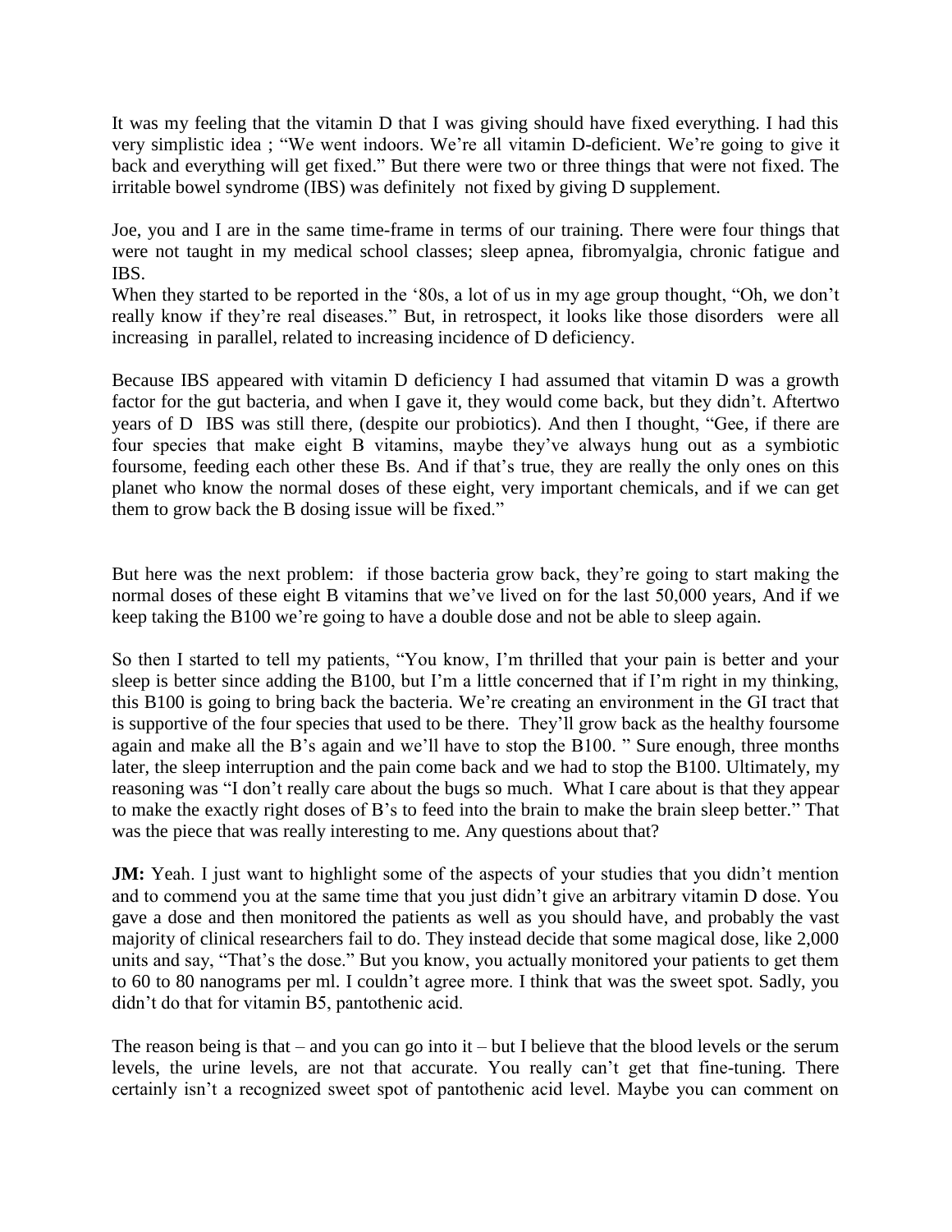It was my feeling that the vitamin D that I was giving should have fixed everything. I had this very simplistic idea ; "We went indoors. We're all vitamin D-deficient. We're going to give it back and everything will get fixed." But there were two or three things that were not fixed. The irritable bowel syndrome (IBS) was definitely not fixed by giving D supplement.

Joe, you and I are in the same time-frame in terms of our training. There were four things that were not taught in my medical school classes; sleep apnea, fibromyalgia, chronic fatigue and IBS.
When they started to be reported in the '80s, a lot of us in my age group thought, "Oh, we don't really know if they're real diseases." But, in retrospect, it looks like those disorders were all increasing in parallel, related to increasing incidence of D deficiency.

Because IBS appeared with vitamin D deficiency I had assumed that vitamin D was a growth factor for the gut bacteria, and when I gave it, they would come back, but they didn't. Aftertwo years of D IBS was still there, (despite our probiotics). And then I thought, "Gee, if there are four species that make eight B vitamins, maybe they've always hung out as a symbiotic foursome, feeding each other these Bs. And if that's true, they are really the only ones on this planet who know the normal doses of these eight, very important chemicals, and if we can get them to grow back the B dosing issue will be fixed."

But here was the next problem: if those bacteria grow back, they're going to start making the normal doses of these eight B vitamins that we've lived on for the last 50,000 years, And if we keep taking the B100 we're going to have a double dose and not be able to sleep again.

So then I started to tell my patients, "You know, I'm thrilled that your pain is better and your sleep is better since adding the B100, but I'm a little concerned that if I'm right in my thinking, this B100 is going to bring back the bacteria. We're creating an environment in the GI tract that is supportive of the four species that used to be there. They'll grow back as the healthy foursome again and make all the B's again and we'll have to stop the B100. " Sure enough, three months later, the sleep interruption and the pain come back and we had to stop the B100. Ultimately, my reasoning was "I don't really care about the bugs so much. What I care about is that they appear to make the exactly right doses of B's to feed into the brain to make the brain sleep better." That was the piece that was really interesting to me. Any questions about that?

**JM:** Yeah. I just want to highlight some of the aspects of your studies that you didn't mention and to commend you at the same time that you just didn't give an arbitrary vitamin D dose. You gave a dose and then monitored the patients as well as you should have, and probably the vast majority of clinical researchers fail to do. They instead decide that some magical dose, like 2,000 units and say, "That's the dose." But you know, you actually monitored your patients to get them to 60 to 80 nanograms per ml. I couldn't agree more. I think that was the sweet spot. Sadly, you didn't do that for vitamin B5, pantothenic acid.

The reason being is that – and you can go into it – but I believe that the blood levels or the serum levels, the urine levels, are not that accurate. You really can't get that fine-tuning. There certainly isn't a recognized sweet spot of pantothenic acid level. Maybe you can comment on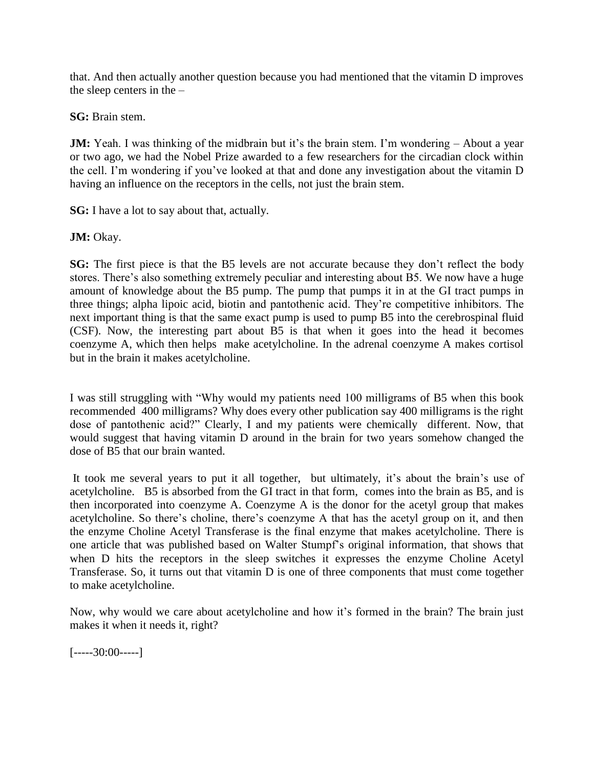that. And then actually another question because you had mentioned that the vitamin D improves the sleep centers in the –

**SG:** Brain stem.

**JM:** Yeah. I was thinking of the midbrain but it's the brain stem. I'm wondering – About a year or two ago, we had the Nobel Prize awarded to a few researchers for the circadian clock within the cell. I'm wondering if you've looked at that and done any investigation about the vitamin D having an influence on the receptors in the cells, not just the brain stem.

**SG:** I have a lot to say about that, actually.

**JM:** Okay.

**SG:** The first piece is that the B5 levels are not accurate because they don't reflect the body stores. There's also something extremely peculiar and interesting about B5. We now have a huge amount of knowledge about the B5 pump. The pump that pumps it in at the GI tract pumps in three things; alpha lipoic acid, biotin and pantothenic acid. They're competitive inhibitors. The next important thing is that the same exact pump is used to pump B5 into the cerebrospinal fluid (CSF). Now, the interesting part about B5 is that when it goes into the head it becomes coenzyme A, which then helps make acetylcholine. In the adrenal coenzyme A makes cortisol but in the brain it makes acetylcholine.

I was still struggling with "Why would my patients need 100 milligrams of B5 when this book recommended 400 milligrams? Why does every other publication say 400 milligrams is the right dose of pantothenic acid?" Clearly, I and my patients were chemically different. Now, that would suggest that having vitamin D around in the brain for two years somehow changed the dose of B5 that our brain wanted.

It took me several years to put it all together, but ultimately, it's about the brain's use of acetylcholine. B5 is absorbed from the GI tract in that form, comes into the brain as B5, and is then incorporated into coenzyme A. Coenzyme A is the donor for the acetyl group that makes acetylcholine. So there's choline, there's coenzyme A that has the acetyl group on it, and then the enzyme Choline Acetyl Transferase is the final enzyme that makes acetylcholine. There is one article that was published based on Walter Stumpf's original information, that shows that when D hits the receptors in the sleep switches it expresses the enzyme Choline Acetyl Transferase. So, it turns out that vitamin D is one of three components that must come together to make acetylcholine.

Now, why would we care about acetylcholine and how it's formed in the brain? The brain just makes it when it needs it, right?

[-----30:00-----]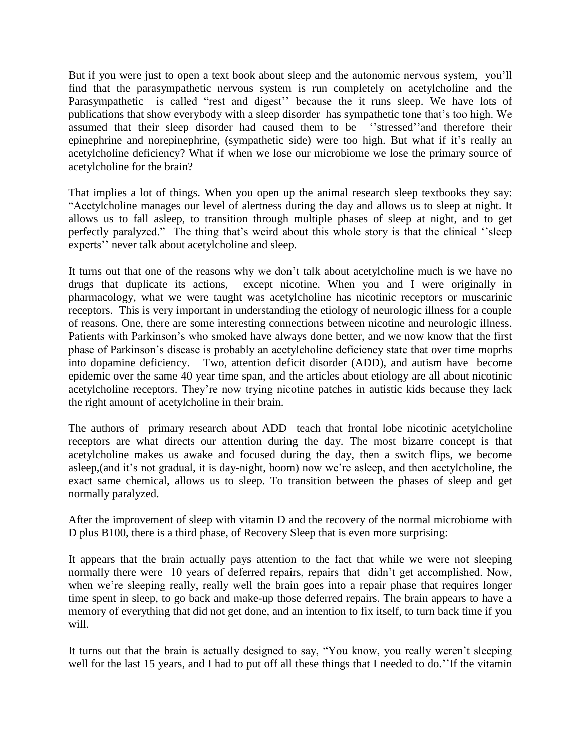But if you were just to open a text book about sleep and the autonomic nervous system, you'll find that the parasympathetic nervous system is run completely on acetylcholine and the Parasympathetic is called "rest and digest'' because the it runs sleep. We have lots of publications that show everybody with a sleep disorder has sympathetic tone that's too high. We assumed that their sleep disorder had caused them to be ''stressed''and therefore their epinephrine and norepinephrine, (sympathetic side) were too high. But what if it's really an acetylcholine deficiency? What if when we lose our microbiome we lose the primary source of acetylcholine for the brain?

That implies a lot of things. When you open up the animal research sleep textbooks they say: "Acetylcholine manages our level of alertness during the day and allows us to sleep at night. It allows us to fall asleep, to transition through multiple phases of sleep at night, and to get perfectly paralyzed." The thing that's weird about this whole story is that the clinical ''sleep experts'' never talk about acetylcholine and sleep.

It turns out that one of the reasons why we don't talk about acetylcholine much is we have no drugs that duplicate its actions, except nicotine. When you and I were originally in pharmacology, what we were taught was acetylcholine has nicotinic receptors or muscarinic receptors. This is very important in understanding the etiology of neurologic illness for a couple of reasons. One, there are some interesting connections between nicotine and neurologic illness. Patients with Parkinson's who smoked have always done better, and we now know that the first phase of Parkinson's disease is probably an acetylcholine deficiency state that over time moprhs into dopamine deficiency. Two, attention deficit disorder (ADD), and autism have become epidemic over the same 40 year time span, and the articles about etiology are all about nicotinic acetylcholine receptors. They're now trying nicotine patches in autistic kids because they lack the right amount of acetylcholine in their brain.

The authors of primary research about ADD teach that frontal lobe nicotinic acetylcholine receptors are what directs our attention during the day. The most bizarre concept is that acetylcholine makes us awake and focused during the day, then a switch flips, we become asleep,(and it's not gradual, it is day-night, boom) now we're asleep, and then acetylcholine, the exact same chemical, allows us to sleep. To transition between the phases of sleep and get normally paralyzed.

After the improvement of sleep with vitamin D and the recovery of the normal microbiome with D plus B100, there is a third phase, of Recovery Sleep that is even more surprising:

It appears that the brain actually pays attention to the fact that while we were not sleeping normally there were 10 years of deferred repairs, repairs that didn't get accomplished. Now, when we're sleeping really, really well the brain goes into a repair phase that requires longer time spent in sleep, to go back and make-up those deferred repairs. The brain appears to have a memory of everything that did not get done, and an intention to fix itself, to turn back time if you will.

It turns out that the brain is actually designed to say, "You know, you really weren't sleeping well for the last 15 years, and I had to put off all these things that I needed to do.''If the vitamin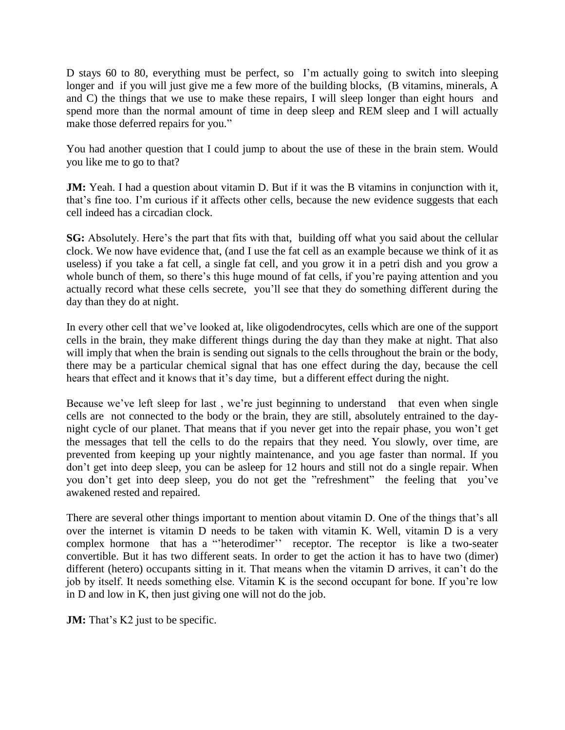D stays 60 to 80, everything must be perfect, so I'm actually going to switch into sleeping longer and if you will just give me a few more of the building blocks, (B vitamins, minerals, A and C) the things that we use to make these repairs, I will sleep longer than eight hours and spend more than the normal amount of time in deep sleep and REM sleep and I will actually make those deferred repairs for you."

You had another question that I could jump to about the use of these in the brain stem. Would you like me to go to that?

**JM:** Yeah. I had a question about vitamin D. But if it was the B vitamins in conjunction with it, that's fine too. I'm curious if it affects other cells, because the new evidence suggests that each cell indeed has a circadian clock.

**SG:** Absolutely. Here's the part that fits with that, building off what you said about the cellular clock. We now have evidence that, (and I use the fat cell as an example because we think of it as useless) if you take a fat cell, a single fat cell, and you grow it in a petri dish and you grow a whole bunch of them, so there's this huge mound of fat cells, if you're paying attention and you actually record what these cells secrete, you'll see that they do something different during the day than they do at night.

In every other cell that we've looked at, like oligodendrocytes, cells which are one of the support cells in the brain, they make different things during the day than they make at night. That also will imply that when the brain is sending out signals to the cells throughout the brain or the body, there may be a particular chemical signal that has one effect during the day, because the cell hears that effect and it knows that it's day time, but a different effect during the night.

Because we've left sleep for last , we're just beginning to understand that even when single cells are not connected to the body or the brain, they are still, absolutely entrained to the day-night cycle of our planet. That means that if you never get into the repair phase, you won't get the messages that tell the cells to do the repairs that they need. You slowly, over time, are prevented from keeping up your nightly maintenance, and you age faster than normal. If you don't get into deep sleep, you can be asleep for 12 hours and still not do a single repair. When you don't get into deep sleep, you do not get the "refreshment" the feeling that you've awakened rested and repaired.

There are several other things important to mention about vitamin D. One of the things that's all over the internet is vitamin D needs to be taken with vitamin K. Well, vitamin D is a very complex hormone that has a "'heterodimer'' receptor. The receptor is like a two-seater convertible. But it has two different seats. In order to get the action it has to have two (dimer) different (hetero) occupants sitting in it. That means when the vitamin D arrives, it can't do the job by itself. It needs something else. Vitamin K is the second occupant for bone. If you're low in D and low in K, then just giving one will not do the job.

**JM:** That's K2 just to be specific.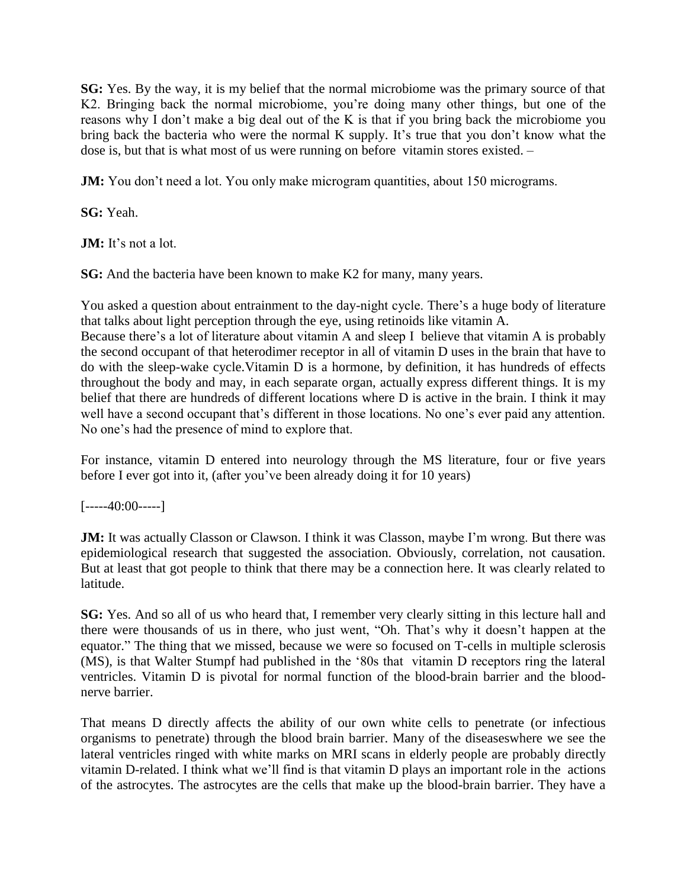**SG:** Yes. By the way, it is my belief that the normal microbiome was the primary source of that K2. Bringing back the normal microbiome, you're doing many other things, but one of the reasons why I don't make a big deal out of the K is that if you bring back the microbiome you bring back the bacteria who were the normal K supply. It's true that you don't know what the dose is, but that is what most of us were running on before vitamin stores existed. –

**JM:** You don't need a lot. You only make microgram quantities, about 150 micrograms.

**SG:** Yeah.

**JM:** It's not a lot.

**SG:** And the bacteria have been known to make K2 for many, many years.

You asked a question about entrainment to the day-night cycle. There's a huge body of literature that talks about light perception through the eye, using retinoids like vitamin A.
Because there's a lot of literature about vitamin A and sleep I believe that vitamin A is probably the second occupant of that heterodimer receptor in all of vitamin D uses in the brain that have to do with the sleep-wake cycle.Vitamin D is a hormone, by definition, it has hundreds of effects throughout the body and may, in each separate organ, actually express different things. It is my belief that there are hundreds of different locations where D is active in the brain. I think it may well have a second occupant that's different in those locations. No one's ever paid any attention. No one's had the presence of mind to explore that.

For instance, vitamin D entered into neurology through the MS literature, four or five years before I ever got into it, (after you've been already doing it for 10 years)

[-----40:00-----]

**JM:** It was actually Classon or Clawson. I think it was Classon, maybe I'm wrong. But there was epidemiological research that suggested the association. Obviously, correlation, not causation. But at least that got people to think that there may be a connection here. It was clearly related to latitude.

**SG:** Yes. And so all of us who heard that, I remember very clearly sitting in this lecture hall and there were thousands of us in there, who just went, "Oh. That's why it doesn't happen at the equator." The thing that we missed, because we were so focused on T-cells in multiple sclerosis (MS), is that Walter Stumpf had published in the '80s that vitamin D receptors ring the lateral ventricles. Vitamin D is pivotal for normal function of the blood-brain barrier and the blood-nerve barrier.

That means D directly affects the ability of our own white cells to penetrate (or infectious organisms to penetrate) through the blood brain barrier. Many of the diseaseswhere we see the lateral ventricles ringed with white marks on MRI scans in elderly people are probably directly vitamin D-related. I think what we'll find is that vitamin D plays an important role in the actions of the astrocytes. The astrocytes are the cells that make up the blood-brain barrier. They have a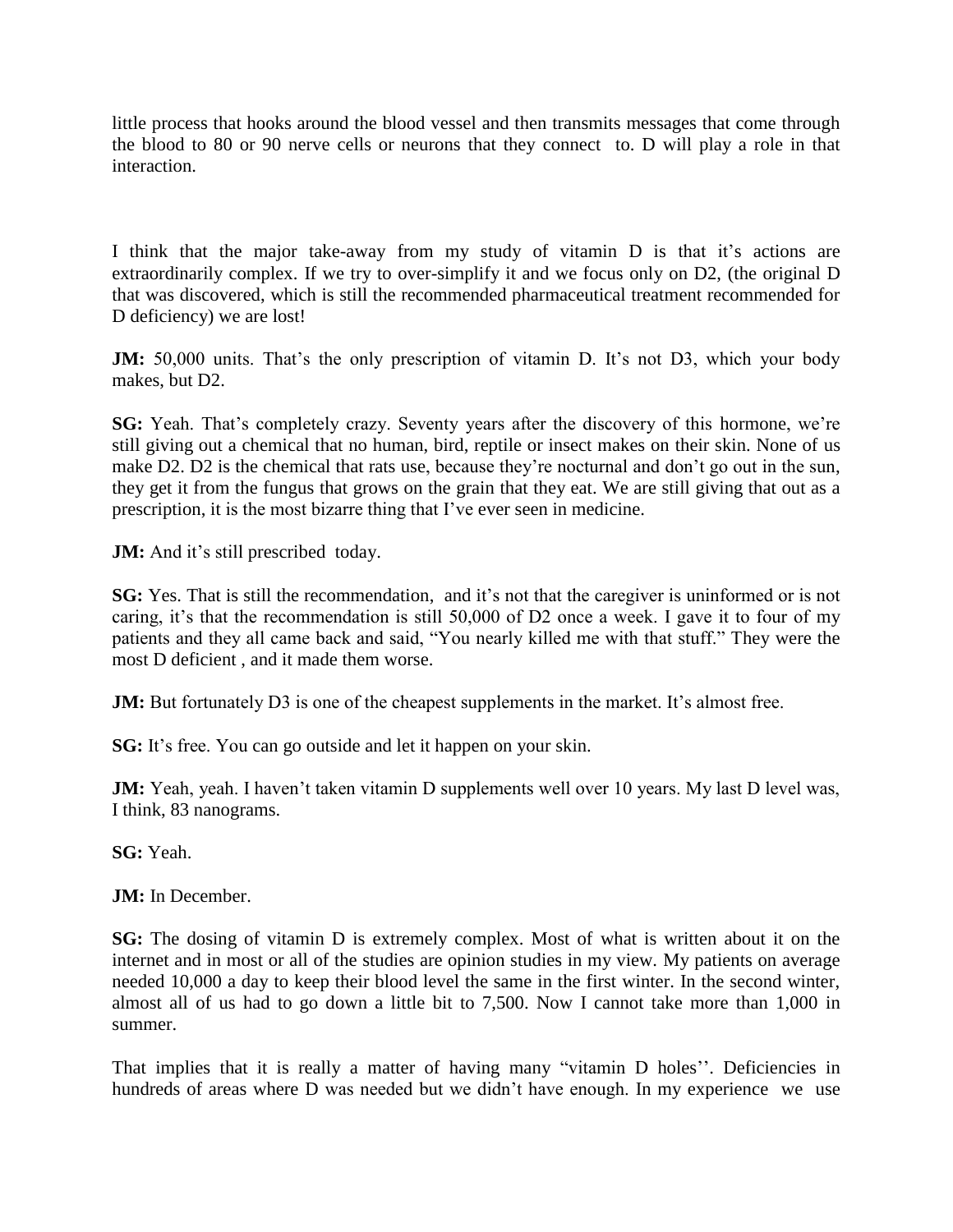little process that hooks around the blood vessel and then transmits messages that come through the blood to 80 or 90 nerve cells or neurons that they connect to. D will play a role in that interaction.

I think that the major take-away from my study of vitamin D is that it's actions are extraordinarily complex. If we try to over-simplify it and we focus only on D2, (the original D that was discovered, which is still the recommended pharmaceutical treatment recommended for D deficiency) we are lost!

**JM:** 50,000 units. That's the only prescription of vitamin D. It's not D3, which your body makes, but D2.

**SG:** Yeah. That's completely crazy. Seventy years after the discovery of this hormone, we're still giving out a chemical that no human, bird, reptile or insect makes on their skin. None of us make D2. D2 is the chemical that rats use, because they're nocturnal and don't go out in the sun, they get it from the fungus that grows on the grain that they eat. We are still giving that out as a prescription, it is the most bizarre thing that I've ever seen in medicine.

**JM:** And it's still prescribed today.

**SG:** Yes. That is still the recommendation, and it's not that the caregiver is uninformed or is not caring, it's that the recommendation is still 50,000 of D2 once a week. I gave it to four of my patients and they all came back and said, "You nearly killed me with that stuff." They were the most D deficient , and it made them worse.

**JM:** But fortunately D3 is one of the cheapest supplements in the market. It's almost free.

**SG:** It's free. You can go outside and let it happen on your skin.

**JM:** Yeah, yeah. I haven't taken vitamin D supplements well over 10 years. My last D level was, I think, 83 nanograms.

**SG:** Yeah.

**JM:** In December.

**SG:** The dosing of vitamin D is extremely complex. Most of what is written about it on the internet and in most or all of the studies are opinion studies in my view. My patients on average needed 10,000 a day to keep their blood level the same in the first winter. In the second winter, almost all of us had to go down a little bit to 7,500. Now I cannot take more than 1,000 in summer.

That implies that it is really a matter of having many "vitamin D holes''. Deficiencies in hundreds of areas where D was needed but we didn't have enough. In my experience we use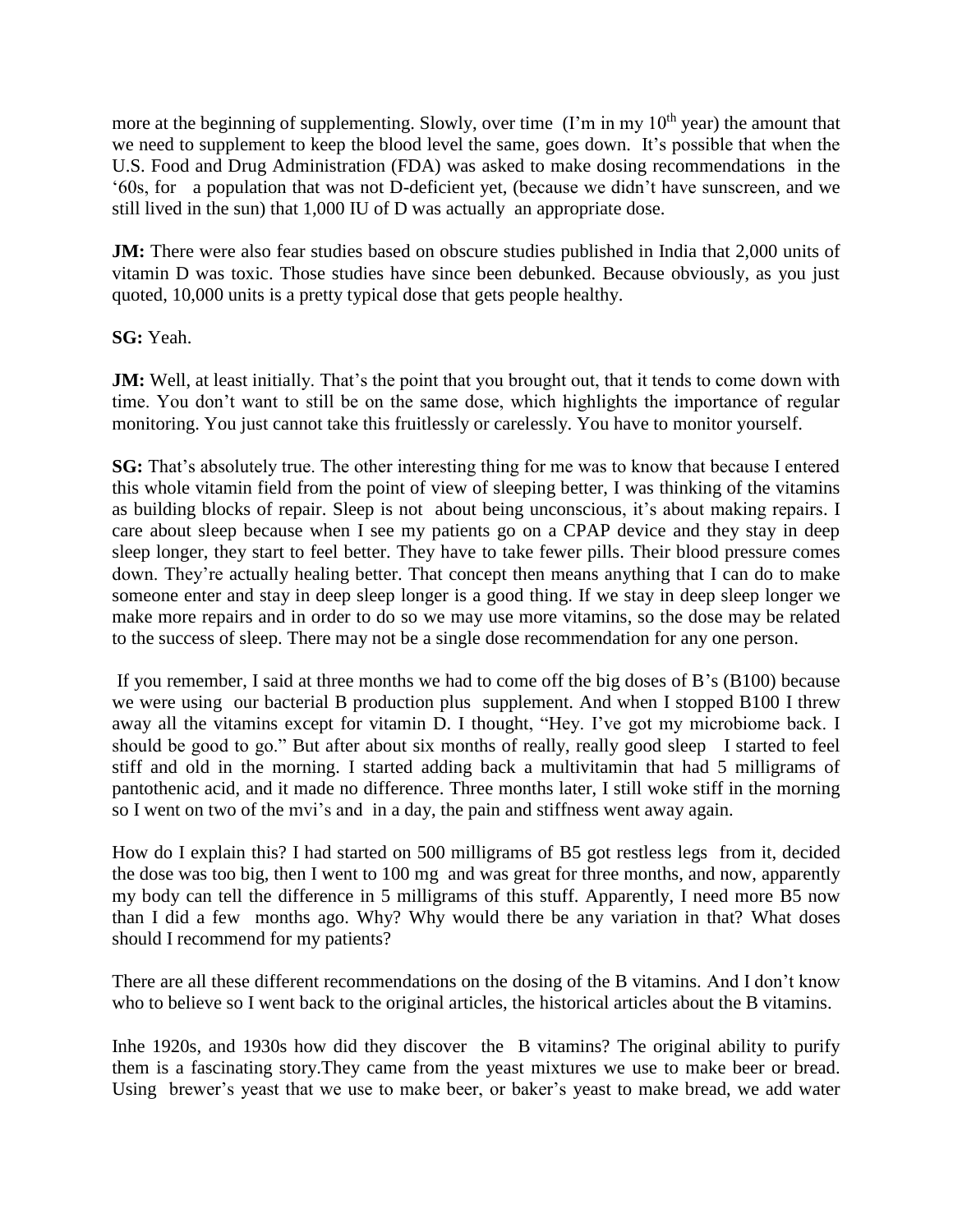more at the beginning of supplementing. Slowly, over time (I'm in my 10th year) the amount that we need to supplement to keep the blood level the same, goes down. It's possible that when the U.S. Food and Drug Administration (FDA) was asked to make dosing recommendations in the '60s, for a population that was not D-deficient yet, (because we didn't have sunscreen, and we still lived in the sun) that 1,000 IU of D was actually an appropriate dose.

**JM:** There were also fear studies based on obscure studies published in India that 2,000 units of vitamin D was toxic. Those studies have since been debunked. Because obviously, as you just quoted, 10,000 units is a pretty typical dose that gets people healthy.

**SG:** Yeah.

**JM:** Well, at least initially. That's the point that you brought out, that it tends to come down with time. You don't want to still be on the same dose, which highlights the importance of regular monitoring. You just cannot take this fruitlessly or carelessly. You have to monitor yourself.

**SG:** That's absolutely true. The other interesting thing for me was to know that because I entered this whole vitamin field from the point of view of sleeping better, I was thinking of the vitamins as building blocks of repair. Sleep is not about being unconscious, it's about making repairs. I care about sleep because when I see my patients go on a CPAP device and they stay in deep sleep longer, they start to feel better. They have to take fewer pills. Their blood pressure comes down. They're actually healing better. That concept then means anything that I can do to make someone enter and stay in deep sleep longer is a good thing. If we stay in deep sleep longer we make more repairs and in order to do so we may use more vitamins, so the dose may be related to the success of sleep. There may not be a single dose recommendation for any one person.

If you remember, I said at three months we had to come off the big doses of B's (B100) because we were using our bacterial B production plus supplement. And when I stopped B100 I threw away all the vitamins except for vitamin D. I thought, "Hey. I've got my microbiome back. I should be good to go." But after about six months of really, really good sleep I started to feel stiff and old in the morning. I started adding back a multivitamin that had 5 milligrams of pantothenic acid, and it made no difference. Three months later, I still woke stiff in the morning so I went on two of the mvi's and in a day, the pain and stiffness went away again.

How do I explain this? I had started on 500 milligrams of B5 got restless legs from it, decided the dose was too big, then I went to 100 mg and was great for three months, and now, apparently my body can tell the difference in 5 milligrams of this stuff. Apparently, I need more B5 now than I did a few months ago. Why? Why would there be any variation in that? What doses should I recommend for my patients?

There are all these different recommendations on the dosing of the B vitamins. And I don't know who to believe so I went back to the original articles, the historical articles about the B vitamins.

Inhe 1920s, and 1930s how did they discover the B vitamins? The original ability to purify them is a fascinating story.They came from the yeast mixtures we use to make beer or bread. Using brewer's yeast that we use to make beer, or baker's yeast to make bread, we add water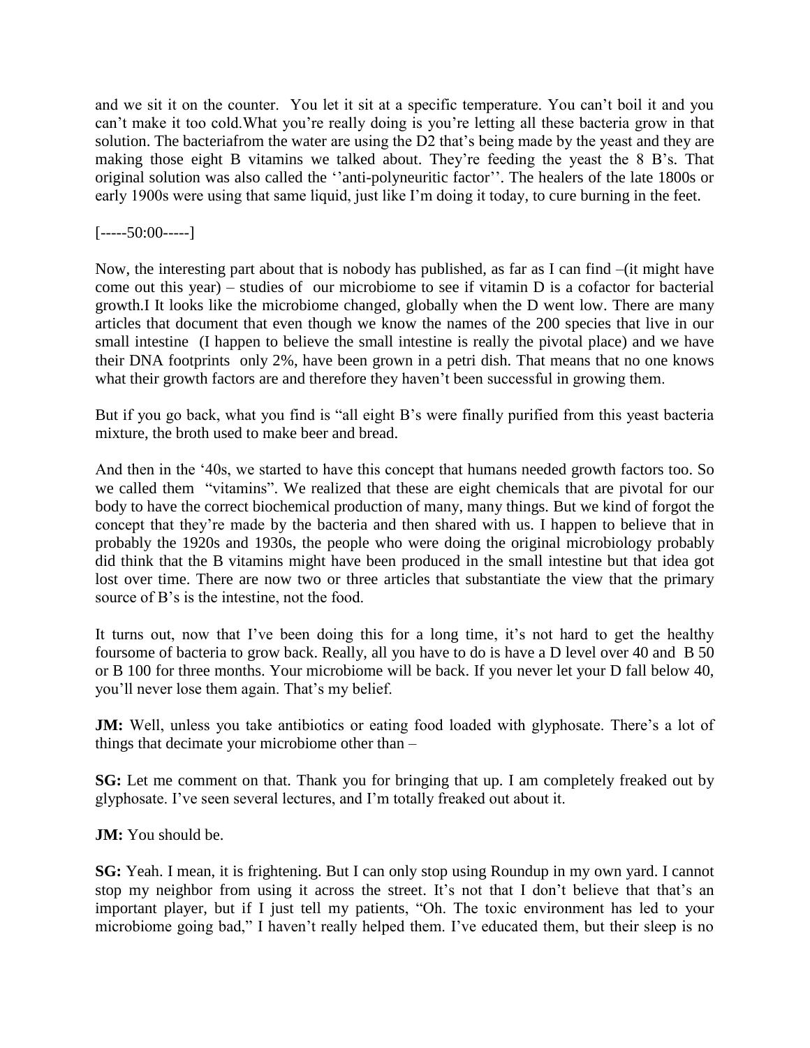and we sit it on the counter. You let it sit at a specific temperature. You can't boil it and you can't make it too cold.What you're really doing is you're letting all these bacteria grow in that solution. The bacteriafrom the water are using the D2 that's being made by the yeast and they are making those eight B vitamins we talked about. They're feeding the yeast the 8 B's. That original solution was also called the ''anti-polyneuritic factor''. The healers of the late 1800s or early 1900s were using that same liquid, just like I'm doing it today, to cure burning in the feet.

[-----50:00-----]

Now, the interesting part about that is nobody has published, as far as I can find –(it might have come out this year) – studies of our microbiome to see if vitamin D is a cofactor for bacterial growth.I It looks like the microbiome changed, globally when the D went low. There are many articles that document that even though we know the names of the 200 species that live in our small intestine (I happen to believe the small intestine is really the pivotal place) and we have their DNA footprints only 2%, have been grown in a petri dish. That means that no one knows what their growth factors are and therefore they haven't been successful in growing them.

But if you go back, what you find is "all eight B's were finally purified from this yeast bacteria mixture, the broth used to make beer and bread.

And then in the '40s, we started to have this concept that humans needed growth factors too. So we called them "vitamins". We realized that these are eight chemicals that are pivotal for our body to have the correct biochemical production of many, many things. But we kind of forgot the concept that they're made by the bacteria and then shared with us. I happen to believe that in probably the 1920s and 1930s, the people who were doing the original microbiology probably did think that the B vitamins might have been produced in the small intestine but that idea got lost over time. There are now two or three articles that substantiate the view that the primary source of B's is the intestine, not the food.

It turns out, now that I've been doing this for a long time, it's not hard to get the healthy foursome of bacteria to grow back. Really, all you have to do is have a D level over 40 and B 50 or B 100 for three months. Your microbiome will be back. If you never let your D fall below 40, you'll never lose them again. That's my belief.

**JM:** Well, unless you take antibiotics or eating food loaded with glyphosate. There's a lot of things that decimate your microbiome other than –

**SG:** Let me comment on that. Thank you for bringing that up. I am completely freaked out by glyphosate. I've seen several lectures, and I'm totally freaked out about it.

**JM:** You should be.

**SG:** Yeah. I mean, it is frightening. But I can only stop using Roundup in my own yard. I cannot stop my neighbor from using it across the street. It's not that I don't believe that that's an important player, but if I just tell my patients, "Oh. The toxic environment has led to your microbiome going bad," I haven't really helped them. I've educated them, but their sleep is no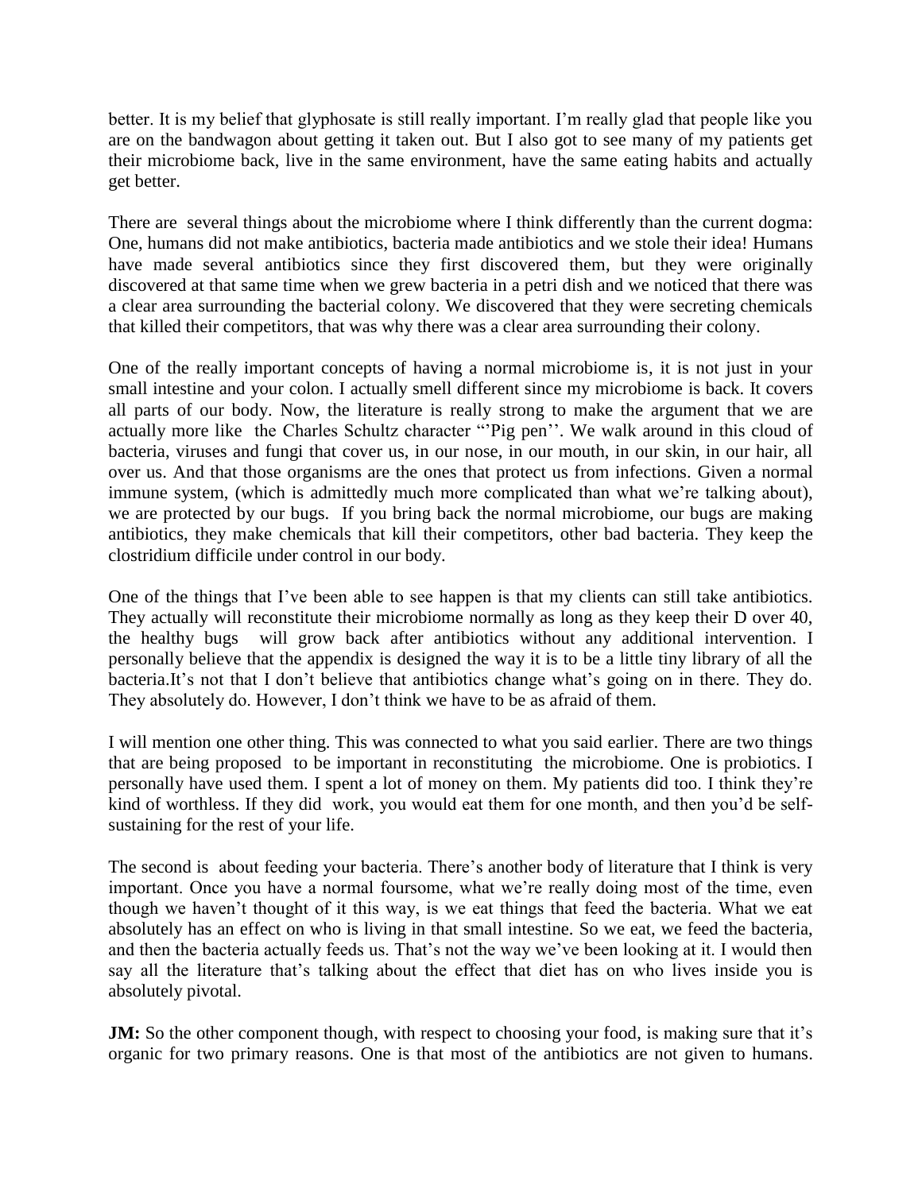better. It is my belief that glyphosate is still really important. I'm really glad that people like you are on the bandwagon about getting it taken out. But I also got to see many of my patients get their microbiome back, live in the same environment, have the same eating habits and actually get better.

There are several things about the microbiome where I think differently than the current dogma: One, humans did not make antibiotics, bacteria made antibiotics and we stole their idea! Humans have made several antibiotics since they first discovered them, but they were originally discovered at that same time when we grew bacteria in a petri dish and we noticed that there was a clear area surrounding the bacterial colony. We discovered that they were secreting chemicals that killed their competitors, that was why there was a clear area surrounding their colony.

One of the really important concepts of having a normal microbiome is, it is not just in your small intestine and your colon. I actually smell different since my microbiome is back. It covers all parts of our body. Now, the literature is really strong to make the argument that we are actually more like the Charles Schultz character "'Pig pen''. We walk around in this cloud of bacteria, viruses and fungi that cover us, in our nose, in our mouth, in our skin, in our hair, all over us. And that those organisms are the ones that protect us from infections. Given a normal immune system, (which is admittedly much more complicated than what we're talking about), we are protected by our bugs. If you bring back the normal microbiome, our bugs are making antibiotics, they make chemicals that kill their competitors, other bad bacteria. They keep the clostridium difficile under control in our body.

One of the things that I've been able to see happen is that my clients can still take antibiotics. They actually will reconstitute their microbiome normally as long as they keep their D over 40, the healthy bugs will grow back after antibiotics without any additional intervention. I personally believe that the appendix is designed the way it is to be a little tiny library of all the bacteria.It's not that I don't believe that antibiotics change what's going on in there. They do. They absolutely do. However, I don't think we have to be as afraid of them.

I will mention one other thing. This was connected to what you said earlier. There are two things that are being proposed to be important in reconstituting the microbiome. One is probiotics. I personally have used them. I spent a lot of money on them. My patients did too. I think they're kind of worthless. If they did work, you would eat them for one month, and then you'd be self-sustaining for the rest of your life.

The second is about feeding your bacteria. There's another body of literature that I think is very important. Once you have a normal foursome, what we're really doing most of the time, even though we haven't thought of it this way, is we eat things that feed the bacteria. What we eat absolutely has an effect on who is living in that small intestine. So we eat, we feed the bacteria, and then the bacteria actually feeds us. That's not the way we've been looking at it. I would then say all the literature that's talking about the effect that diet has on who lives inside you is absolutely pivotal.

**JM:** So the other component though, with respect to choosing your food, is making sure that it's organic for two primary reasons. One is that most of the antibiotics are not given to humans.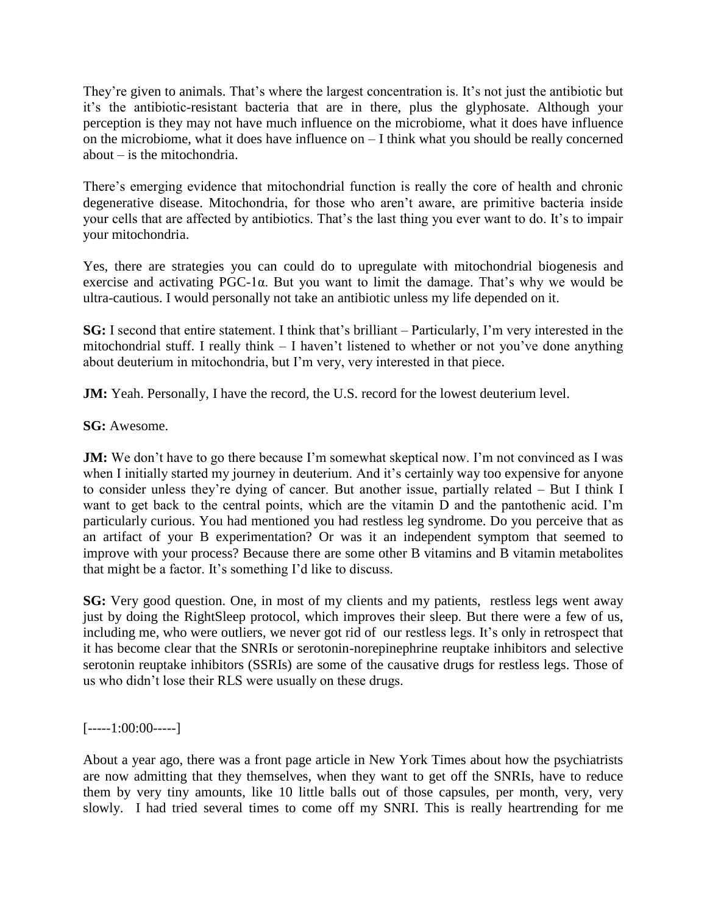They're given to animals. That's where the largest concentration is. It's not just the antibiotic but it's the antibiotic-resistant bacteria that are in there, plus the glyphosate. Although your perception is they may not have much influence on the microbiome, what it does have influence on the microbiome, what it does have influence on – I think what you should be really concerned about – is the mitochondria.

There's emerging evidence that mitochondrial function is really the core of health and chronic degenerative disease. Mitochondria, for those who aren't aware, are primitive bacteria inside your cells that are affected by antibiotics. That's the last thing you ever want to do. It's to impair your mitochondria.

Yes, there are strategies you can could do to upregulate with mitochondrial biogenesis and exercise and activating PGC-1α. But you want to limit the damage. That's why we would be ultra-cautious. I would personally not take an antibiotic unless my life depended on it.

**SG:** I second that entire statement. I think that's brilliant – Particularly, I'm very interested in the mitochondrial stuff. I really think – I haven't listened to whether or not you've done anything about deuterium in mitochondria, but I'm very, very interested in that piece.

**JM:** Yeah. Personally, I have the record, the U.S. record for the lowest deuterium level.

**SG:** Awesome.

**JM:** We don't have to go there because I'm somewhat skeptical now. I'm not convinced as I was when I initially started my journey in deuterium. And it's certainly way too expensive for anyone to consider unless they're dying of cancer. But another issue, partially related – But I think I want to get back to the central points, which are the vitamin D and the pantothenic acid. I'm particularly curious. You had mentioned you had restless leg syndrome. Do you perceive that as an artifact of your B experimentation? Or was it an independent symptom that seemed to improve with your process? Because there are some other B vitamins and B vitamin metabolites that might be a factor. It's something I'd like to discuss.

**SG:** Very good question. One, in most of my clients and my patients, restless legs went away just by doing the RightSleep protocol, which improves their sleep. But there were a few of us, including me, who were outliers, we never got rid of our restless legs. It's only in retrospect that it has become clear that the SNRIs or serotonin-norepinephrine reuptake inhibitors and selective serotonin reuptake inhibitors (SSRIs) are some of the causative drugs for restless legs. Those of us who didn't lose their RLS were usually on these drugs.

[-----1:00:00-----]

About a year ago, there was a front page article in New York Times about how the psychiatrists are now admitting that they themselves, when they want to get off the SNRIs, have to reduce them by very tiny amounts, like 10 little balls out of those capsules, per month, very, very slowly. I had tried several times to come off my SNRI. This is really heartrending for me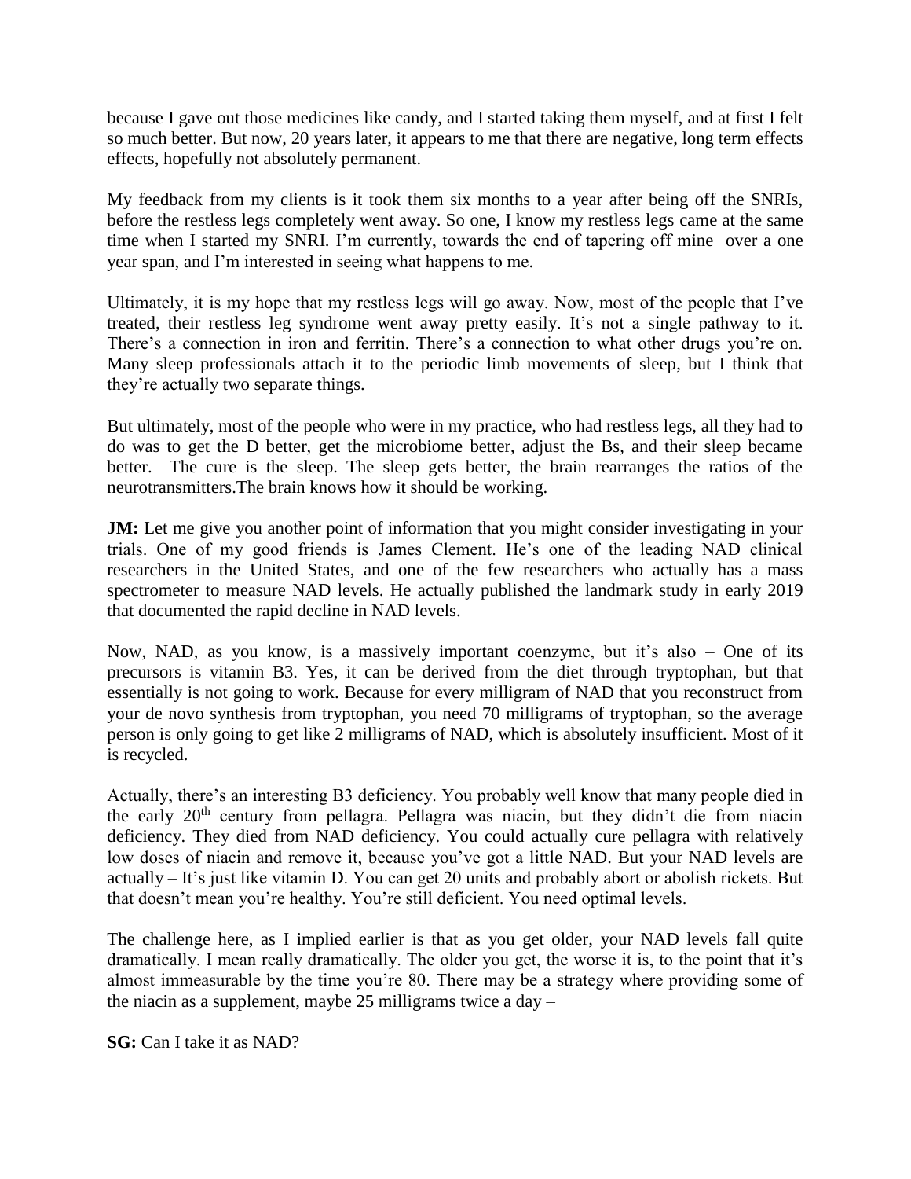because I gave out those medicines like candy, and I started taking them myself, and at first I felt so much better. But now, 20 years later, it appears to me that there are negative, long term effects effects, hopefully not absolutely permanent.

My feedback from my clients is it took them six months to a year after being off the SNRIs, before the restless legs completely went away. So one, I know my restless legs came at the same time when I started my SNRI. I'm currently, towards the end of tapering off mine over a one year span, and I'm interested in seeing what happens to me.

Ultimately, it is my hope that my restless legs will go away. Now, most of the people that I've treated, their restless leg syndrome went away pretty easily. It's not a single pathway to it. There's a connection in iron and ferritin. There's a connection to what other drugs you're on. Many sleep professionals attach it to the periodic limb movements of sleep, but I think that they're actually two separate things.

But ultimately, most of the people who were in my practice, who had restless legs, all they had to do was to get the D better, get the microbiome better, adjust the Bs, and their sleep became better. The cure is the sleep. The sleep gets better, the brain rearranges the ratios of the neurotransmitters.The brain knows how it should be working.

**JM:** Let me give you another point of information that you might consider investigating in your trials. One of my good friends is James Clement. He's one of the leading NAD clinical researchers in the United States, and one of the few researchers who actually has a mass spectrometer to measure NAD levels. He actually published the landmark study in early 2019 that documented the rapid decline in NAD levels.

Now, NAD, as you know, is a massively important coenzyme, but it's also – One of its precursors is vitamin B3. Yes, it can be derived from the diet through tryptophan, but that essentially is not going to work. Because for every milligram of NAD that you reconstruct from your de novo synthesis from tryptophan, you need 70 milligrams of tryptophan, so the average person is only going to get like 2 milligrams of NAD, which is absolutely insufficient. Most of it is recycled.

Actually, there's an interesting B3 deficiency. You probably well know that many people died in the early 20th century from pellagra. Pellagra was niacin, but they didn't die from niacin deficiency. They died from NAD deficiency. You could actually cure pellagra with relatively low doses of niacin and remove it, because you've got a little NAD. But your NAD levels are actually – It's just like vitamin D. You can get 20 units and probably abort or abolish rickets. But that doesn't mean you're healthy. You're still deficient. You need optimal levels.

The challenge here, as I implied earlier is that as you get older, your NAD levels fall quite dramatically. I mean really dramatically. The older you get, the worse it is, to the point that it's almost immeasurable by the time you're 80. There may be a strategy where providing some of the niacin as a supplement, maybe 25 milligrams twice a day –

**SG:** Can I take it as NAD?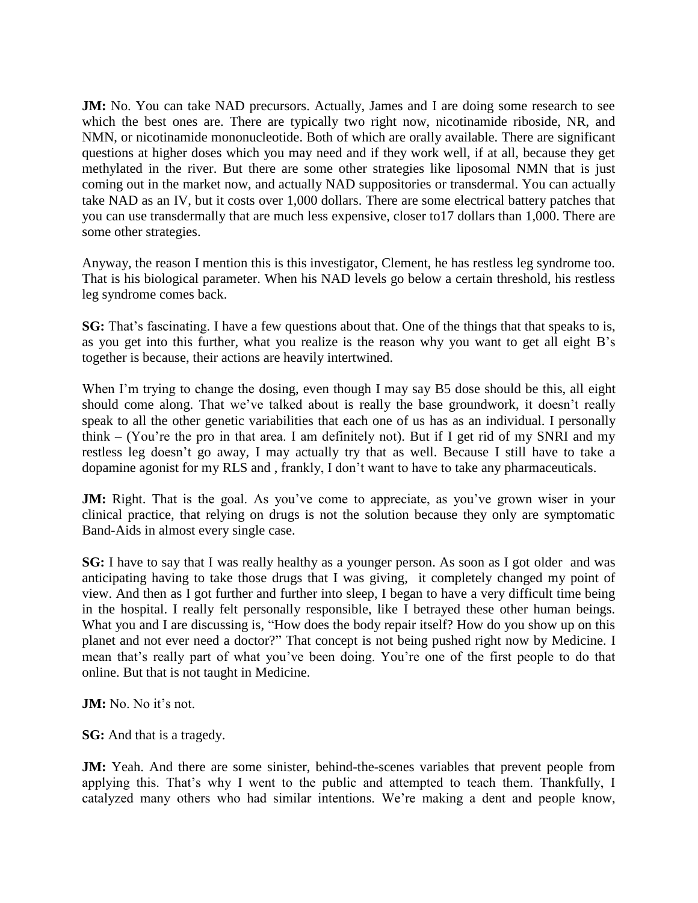**JM:** No. You can take NAD precursors. Actually, James and I are doing some research to see which the best ones are. There are typically two right now, nicotinamide riboside, NR, and NMN, or nicotinamide mononucleotide. Both of which are orally available. There are significant questions at higher doses which you may need and if they work well, if at all, because they get methylated in the river. But there are some other strategies like liposomal NMN that is just coming out in the market now, and actually NAD suppositories or transdermal. You can actually take NAD as an IV, but it costs over 1,000 dollars. There are some electrical battery patches that you can use transdermally that are much less expensive, closer to17 dollars than 1,000. There are some other strategies.

Anyway, the reason I mention this is this investigator, Clement, he has restless leg syndrome too. That is his biological parameter. When his NAD levels go below a certain threshold, his restless leg syndrome comes back.

**SG:** That's fascinating. I have a few questions about that. One of the things that that speaks to is, as you get into this further, what you realize is the reason why you want to get all eight B's together is because, their actions are heavily intertwined.

When I'm trying to change the dosing, even though I may say B5 dose should be this, all eight should come along. That we've talked about is really the base groundwork, it doesn't really speak to all the other genetic variabilities that each one of us has as an individual. I personally think – (You're the pro in that area. I am definitely not). But if I get rid of my SNRI and my restless leg doesn't go away, I may actually try that as well. Because I still have to take a dopamine agonist for my RLS and , frankly, I don't want to have to take any pharmaceuticals.

**JM:** Right. That is the goal. As you've come to appreciate, as you've grown wiser in your clinical practice, that relying on drugs is not the solution because they only are symptomatic Band-Aids in almost every single case.

**SG:** I have to say that I was really healthy as a younger person. As soon as I got older and was anticipating having to take those drugs that I was giving, it completely changed my point of view. And then as I got further and further into sleep, I began to have a very difficult time being in the hospital. I really felt personally responsible, like I betrayed these other human beings. What you and I are discussing is, "How does the body repair itself? How do you show up on this planet and not ever need a doctor?" That concept is not being pushed right now by Medicine. I mean that's really part of what you've been doing. You're one of the first people to do that online. But that is not taught in Medicine.

**JM:** No. No it's not.

**SG:** And that is a tragedy.

**JM:** Yeah. And there are some sinister, behind-the-scenes variables that prevent people from applying this. That's why I went to the public and attempted to teach them. Thankfully, I catalyzed many others who had similar intentions. We're making a dent and people know,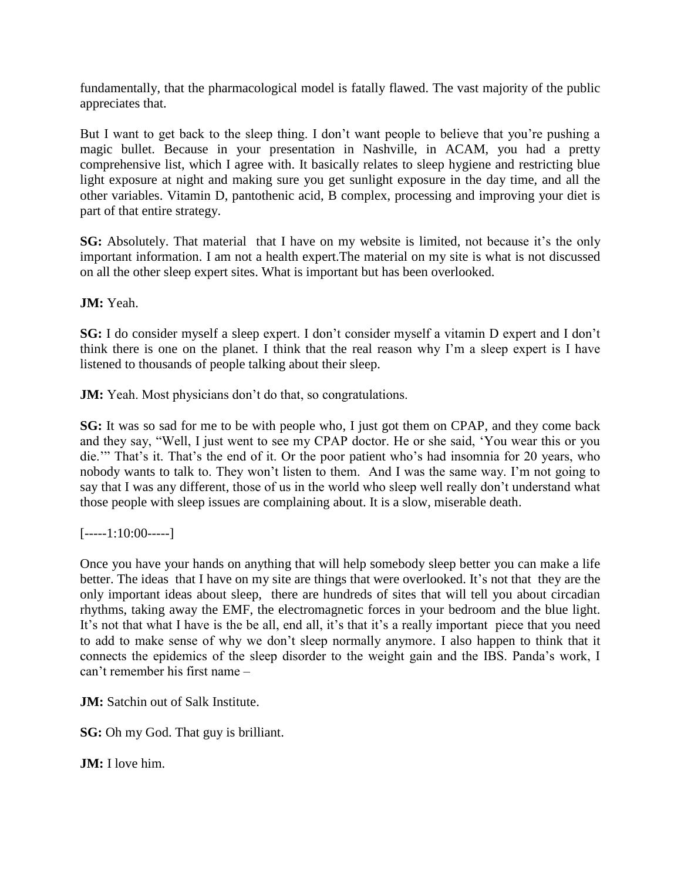fundamentally, that the pharmacological model is fatally flawed. The vast majority of the public appreciates that.

But I want to get back to the sleep thing. I don't want people to believe that you're pushing a magic bullet. Because in your presentation in Nashville, in ACAM, you had a pretty comprehensive list, which I agree with. It basically relates to sleep hygiene and restricting blue light exposure at night and making sure you get sunlight exposure in the day time, and all the other variables. Vitamin D, pantothenic acid, B complex, processing and improving your diet is part of that entire strategy.

**SG:** Absolutely. That material that I have on my website is limited, not because it's the only important information. I am not a health expert.The material on my site is what is not discussed on all the other sleep expert sites. What is important but has been overlooked.

**JM:** Yeah.

**SG:** I do consider myself a sleep expert. I don't consider myself a vitamin D expert and I don't think there is one on the planet. I think that the real reason why I'm a sleep expert is I have listened to thousands of people talking about their sleep.

**JM:** Yeah. Most physicians don't do that, so congratulations.

**SG:** It was so sad for me to be with people who, I just got them on CPAP, and they come back and they say, "Well, I just went to see my CPAP doctor. He or she said, 'You wear this or you die.'" That's it. That's the end of it. Or the poor patient who's had insomnia for 20 years, who nobody wants to talk to. They won't listen to them. And I was the same way. I'm not going to say that I was any different, those of us in the world who sleep well really don't understand what those people with sleep issues are complaining about. It is a slow, miserable death.

[-----1:10:00-----]

Once you have your hands on anything that will help somebody sleep better you can make a life better. The ideas that I have on my site are things that were overlooked. It's not that they are the only important ideas about sleep, there are hundreds of sites that will tell you about circadian rhythms, taking away the EMF, the electromagnetic forces in your bedroom and the blue light. It's not that what I have is the be all, end all, it's that it's a really important piece that you need to add to make sense of why we don't sleep normally anymore. I also happen to think that it connects the epidemics of the sleep disorder to the weight gain and the IBS. Panda's work, I can't remember his first name –

**JM:** Satchin out of Salk Institute.

**SG:** Oh my God. That guy is brilliant.

**JM:** I love him.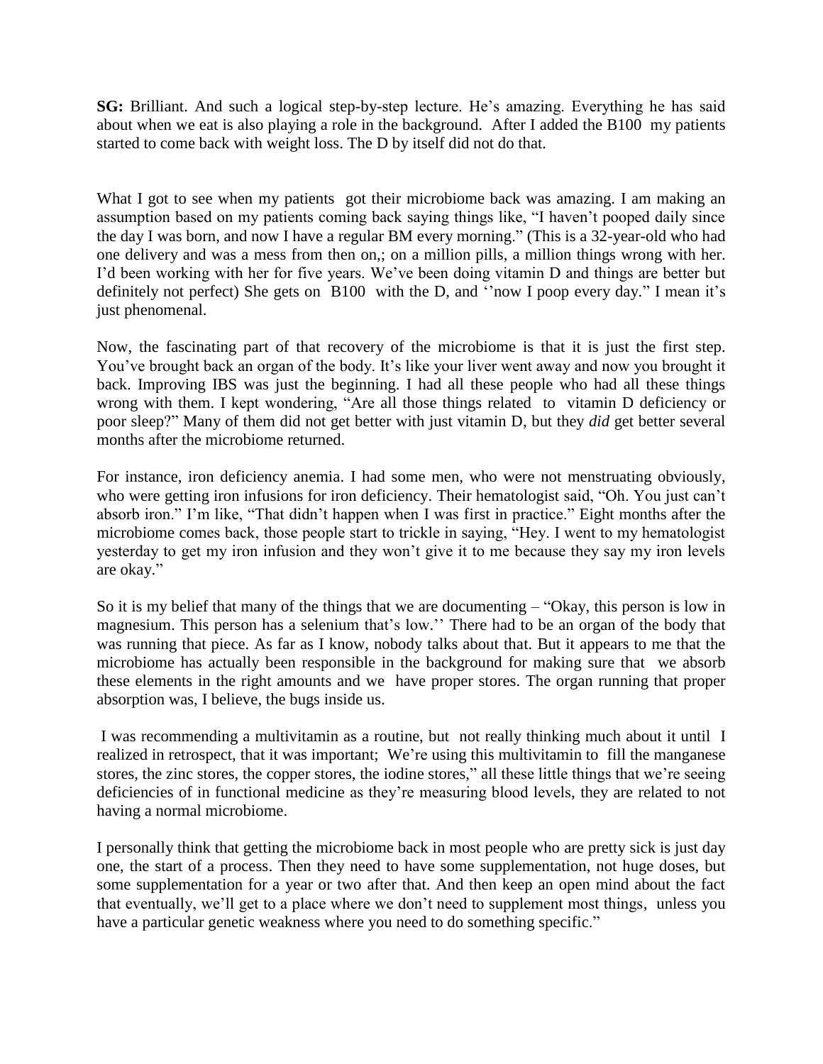**SG:** Brilliant. And such a logical step-by-step lecture. He's amazing. Everything he has said about when we eat is also playing a role in the background. After I added the B100 my patients started to come back with weight loss. The D by itself did not do that.

What I got to see when my patients got their microbiome back was amazing. I am making an assumption based on my patients coming back saying things like, "I haven't pooped daily since the day I was born, and now I have a regular BM every morning." (This is a 32-year-old who had one delivery and was a mess from then on,; on a million pills, a million things wrong with her. I'd been working with her for five years. We've been doing vitamin D and things are better but definitely not perfect) She gets on B100 with the D, and ''now I poop every day." I mean it's just phenomenal.

Now, the fascinating part of that recovery of the microbiome is that it is just the first step. You've brought back an organ of the body. It's like your liver went away and now you brought it back. Improving IBS was just the beginning. I had all these people who had all these things wrong with them. I kept wondering, "Are all those things related to vitamin D deficiency or poor sleep?" Many of them did not get better with just vitamin D, but they *did* get better several months after the microbiome returned.

For instance, iron deficiency anemia. I had some men, who were not menstruating obviously, who were getting iron infusions for iron deficiency. Their hematologist said, "Oh. You just can't absorb iron." I'm like, "That didn't happen when I was first in practice." Eight months after the microbiome comes back, those people start to trickle in saying, "Hey. I went to my hematologist yesterday to get my iron infusion and they won't give it to me because they say my iron levels are okay."

So it is my belief that many of the things that we are documenting – "Okay, this person is low in magnesium. This person has a selenium that's low.'' There had to be an organ of the body that was running that piece. As far as I know, nobody talks about that. But it appears to me that the microbiome has actually been responsible in the background for making sure that we absorb these elements in the right amounts and we have proper stores. The organ running that proper absorption was, I believe, the bugs inside us.

I was recommending a multivitamin as a routine, but not really thinking much about it until I realized in retrospect, that it was important; We're using this multivitamin to fill the manganese stores, the zinc stores, the copper stores, the iodine stores," all these little things that we're seeing deficiencies of in functional medicine as they're measuring blood levels, they are related to not having a normal microbiome.

I personally think that getting the microbiome back in most people who are pretty sick is just day one, the start of a process. Then they need to have some supplementation, not huge doses, but some supplementation for a year or two after that. And then keep an open mind about the fact that eventually, we'll get to a place where we don't need to supplement most things, unless you have a particular genetic weakness where you need to do something specific."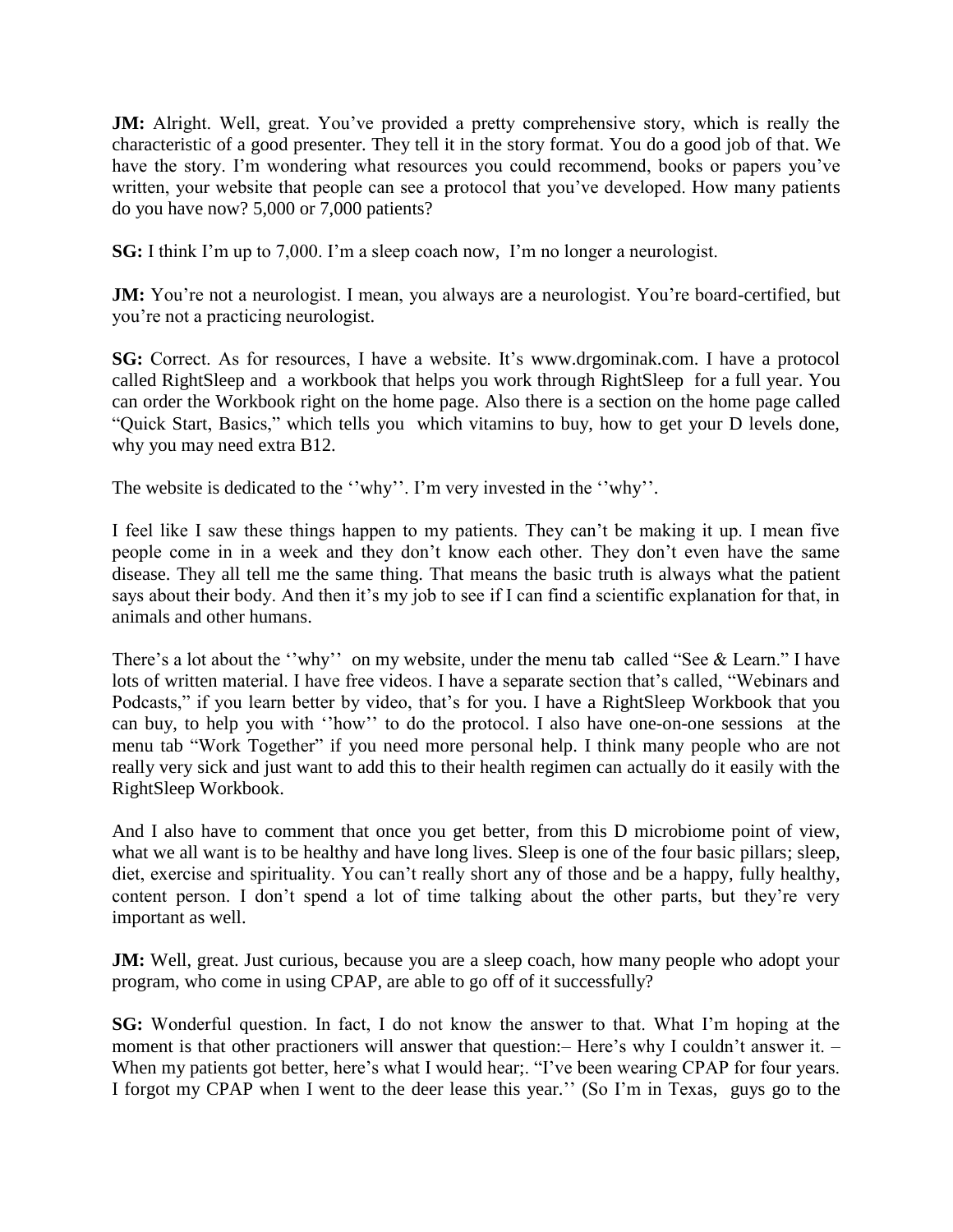**JM:** Alright. Well, great. You've provided a pretty comprehensive story, which is really the characteristic of a good presenter. They tell it in the story format. You do a good job of that. We have the story. I'm wondering what resources you could recommend, books or papers you've written, your website that people can see a protocol that you've developed. How many patients do you have now? 5,000 or 7,000 patients?

**SG:** I think I'm up to 7,000. I'm a sleep coach now, I'm no longer a neurologist.

**JM:** You're not a neurologist. I mean, you always are a neurologist. You're board-certified, but you're not a practicing neurologist.

**SG:** Correct. As for resources, I have a website. It's www.drgominak.com. I have a protocol called RightSleep and a workbook that helps you work through RightSleep for a full year. You can order the Workbook right on the home page. Also there is a section on the home page called "Quick Start, Basics," which tells you which vitamins to buy, how to get your D levels done, why you may need extra B12.

The website is dedicated to the ''why''. I'm very invested in the ''why''.

I feel like I saw these things happen to my patients. They can't be making it up. I mean five people come in in a week and they don't know each other. They don't even have the same disease. They all tell me the same thing. That means the basic truth is always what the patient says about their body. And then it's my job to see if I can find a scientific explanation for that, in animals and other humans.

There's a lot about the ''why'' on my website, under the menu tab called "See & Learn." I have lots of written material. I have free videos. I have a separate section that's called, "Webinars and Podcasts," if you learn better by video, that's for you. I have a RightSleep Workbook that you can buy, to help you with ''how'' to do the protocol. I also have one-on-one sessions at the menu tab "Work Together" if you need more personal help. I think many people who are not really very sick and just want to add this to their health regimen can actually do it easily with the RightSleep Workbook.

And I also have to comment that once you get better, from this D microbiome point of view, what we all want is to be healthy and have long lives. Sleep is one of the four basic pillars; sleep, diet, exercise and spirituality. You can't really short any of those and be a happy, fully healthy, content person. I don't spend a lot of time talking about the other parts, but they're very important as well.

**JM:** Well, great. Just curious, because you are a sleep coach, how many people who adopt your program, who come in using CPAP, are able to go off of it successfully?

**SG:** Wonderful question. In fact, I do not know the answer to that. What I'm hoping at the moment is that other practioners will answer that question:– Here's why I couldn't answer it. – When my patients got better, here's what I would hear;. "I've been wearing CPAP for four years. I forgot my CPAP when I went to the deer lease this year.'' (So I'm in Texas, guys go to the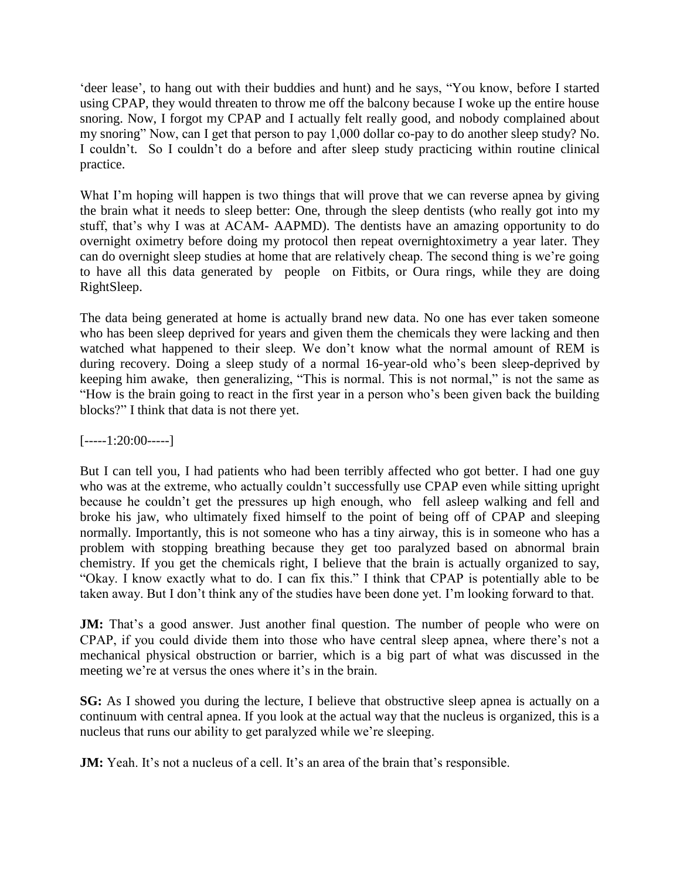'deer lease', to hang out with their buddies and hunt) and he says, "You know, before I started using CPAP, they would threaten to throw me off the balcony because I woke up the entire house snoring. Now, I forgot my CPAP and I actually felt really good, and nobody complained about my snoring" Now, can I get that person to pay 1,000 dollar co-pay to do another sleep study? No. I couldn't. So I couldn't do a before and after sleep study practicing within routine clinical practice.

What I'm hoping will happen is two things that will prove that we can reverse apnea by giving the brain what it needs to sleep better: One, through the sleep dentists (who really got into my stuff, that's why I was at ACAM- AAPMD). The dentists have an amazing opportunity to do overnight oximetry before doing my protocol then repeat overnightoximetry a year later. They can do overnight sleep studies at home that are relatively cheap. The second thing is we're going to have all this data generated by people on Fitbits, or Oura rings, while they are doing RightSleep.

The data being generated at home is actually brand new data. No one has ever taken someone who has been sleep deprived for years and given them the chemicals they were lacking and then watched what happened to their sleep. We don't know what the normal amount of REM is during recovery. Doing a sleep study of a normal 16-year-old who's been sleep-deprived by keeping him awake, then generalizing, "This is normal. This is not normal," is not the same as "How is the brain going to react in the first year in a person who's been given back the building blocks?" I think that data is not there yet.

[-----1:20:00-----]

But I can tell you, I had patients who had been terribly affected who got better. I had one guy who was at the extreme, who actually couldn't successfully use CPAP even while sitting upright because he couldn't get the pressures up high enough, who fell asleep walking and fell and broke his jaw, who ultimately fixed himself to the point of being off of CPAP and sleeping normally. Importantly, this is not someone who has a tiny airway, this is in someone who has a problem with stopping breathing because they get too paralyzed based on abnormal brain chemistry. If you get the chemicals right, I believe that the brain is actually organized to say, "Okay. I know exactly what to do. I can fix this." I think that CPAP is potentially able to be taken away. But I don't think any of the studies have been done yet. I'm looking forward to that.

**JM:** That's a good answer. Just another final question. The number of people who were on CPAP, if you could divide them into those who have central sleep apnea, where there's not a mechanical physical obstruction or barrier, which is a big part of what was discussed in the meeting we're at versus the ones where it's in the brain.

**SG:** As I showed you during the lecture, I believe that obstructive sleep apnea is actually on a continuum with central apnea. If you look at the actual way that the nucleus is organized, this is a nucleus that runs our ability to get paralyzed while we're sleeping.

**JM:** Yeah. It's not a nucleus of a cell. It's an area of the brain that's responsible.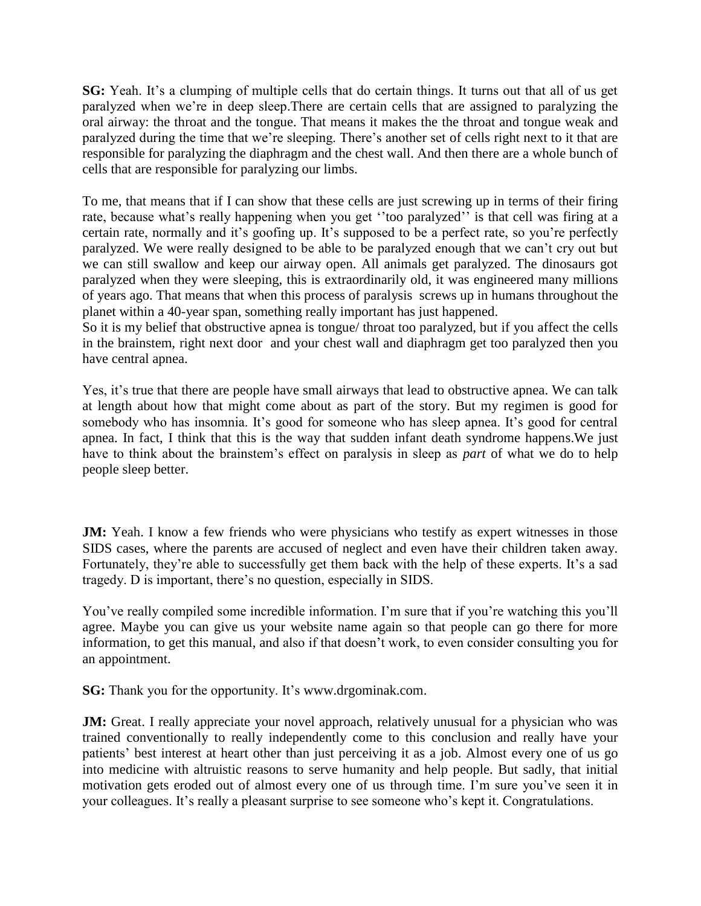**SG:** Yeah. It's a clumping of multiple cells that do certain things. It turns out that all of us get paralyzed when we're in deep sleep.There are certain cells that are assigned to paralyzing the oral airway: the throat and the tongue. That means it makes the the throat and tongue weak and paralyzed during the time that we're sleeping. There's another set of cells right next to it that are responsible for paralyzing the diaphragm and the chest wall. And then there are a whole bunch of cells that are responsible for paralyzing our limbs.

To me, that means that if I can show that these cells are just screwing up in terms of their firing rate, because what's really happening when you get ''too paralyzed'' is that cell was firing at a certain rate, normally and it's goofing up. It's supposed to be a perfect rate, so you're perfectly paralyzed. We were really designed to be able to be paralyzed enough that we can't cry out but we can still swallow and keep our airway open. All animals get paralyzed. The dinosaurs got paralyzed when they were sleeping, this is extraordinarily old, it was engineered many millions of years ago. That means that when this process of paralysis screws up in humans throughout the planet within a 40-year span, something really important has just happened.
So it is my belief that obstructive apnea is tongue/ throat too paralyzed, but if you affect the cells in the brainstem, right next door and your chest wall and diaphragm get too paralyzed then you have central apnea.

Yes, it's true that there are people have small airways that lead to obstructive apnea. We can talk at length about how that might come about as part of the story. But my regimen is good for somebody who has insomnia. It's good for someone who has sleep apnea. It's good for central apnea. In fact, I think that this is the way that sudden infant death syndrome happens.We just have to think about the brainstem's effect on paralysis in sleep as *part* of what we do to help people sleep better.

**JM:** Yeah. I know a few friends who were physicians who testify as expert witnesses in those SIDS cases, where the parents are accused of neglect and even have their children taken away. Fortunately, they're able to successfully get them back with the help of these experts. It's a sad tragedy. D is important, there's no question, especially in SIDS.

You've really compiled some incredible information. I'm sure that if you're watching this you'll agree. Maybe you can give us your website name again so that people can go there for more information, to get this manual, and also if that doesn't work, to even consider consulting you for an appointment.

**SG:** Thank you for the opportunity. It's www.drgominak.com.

**JM:** Great. I really appreciate your novel approach, relatively unusual for a physician who was trained conventionally to really independently come to this conclusion and really have your patients' best interest at heart other than just perceiving it as a job. Almost every one of us go into medicine with altruistic reasons to serve humanity and help people. But sadly, that initial motivation gets eroded out of almost every one of us through time. I'm sure you've seen it in your colleagues. It's really a pleasant surprise to see someone who's kept it. Congratulations.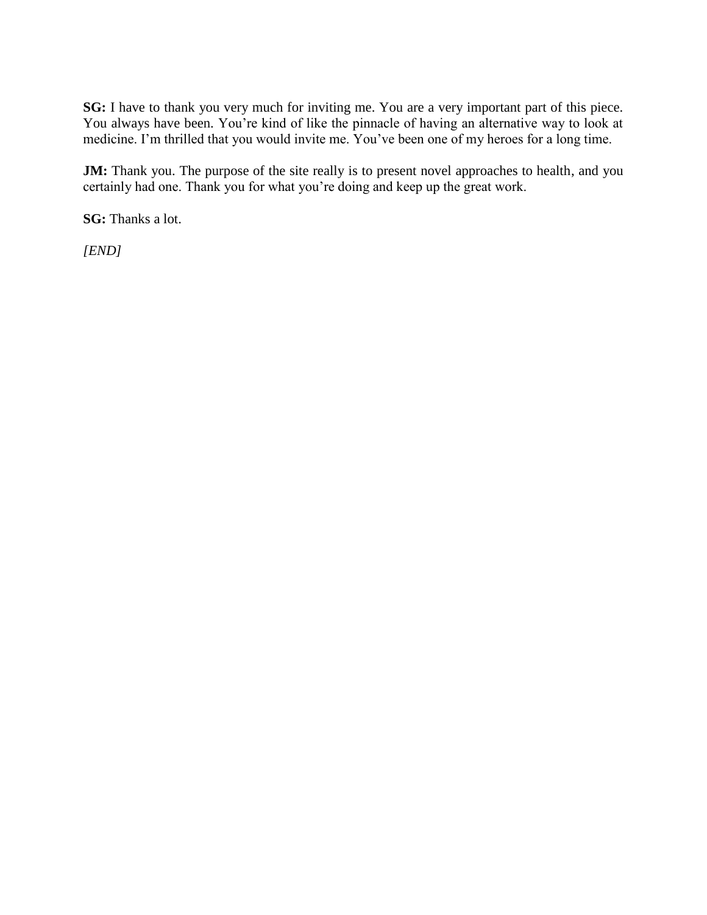**SG:** I have to thank you very much for inviting me. You are a very important part of this piece. You always have been. You're kind of like the pinnacle of having an alternative way to look at medicine. I'm thrilled that you would invite me. You've been one of my heroes for a long time.

**JM:** Thank you. The purpose of the site really is to present novel approaches to health, and you certainly had one. Thank you for what you're doing and keep up the great work.

**SG:** Thanks a lot.

*[END]*